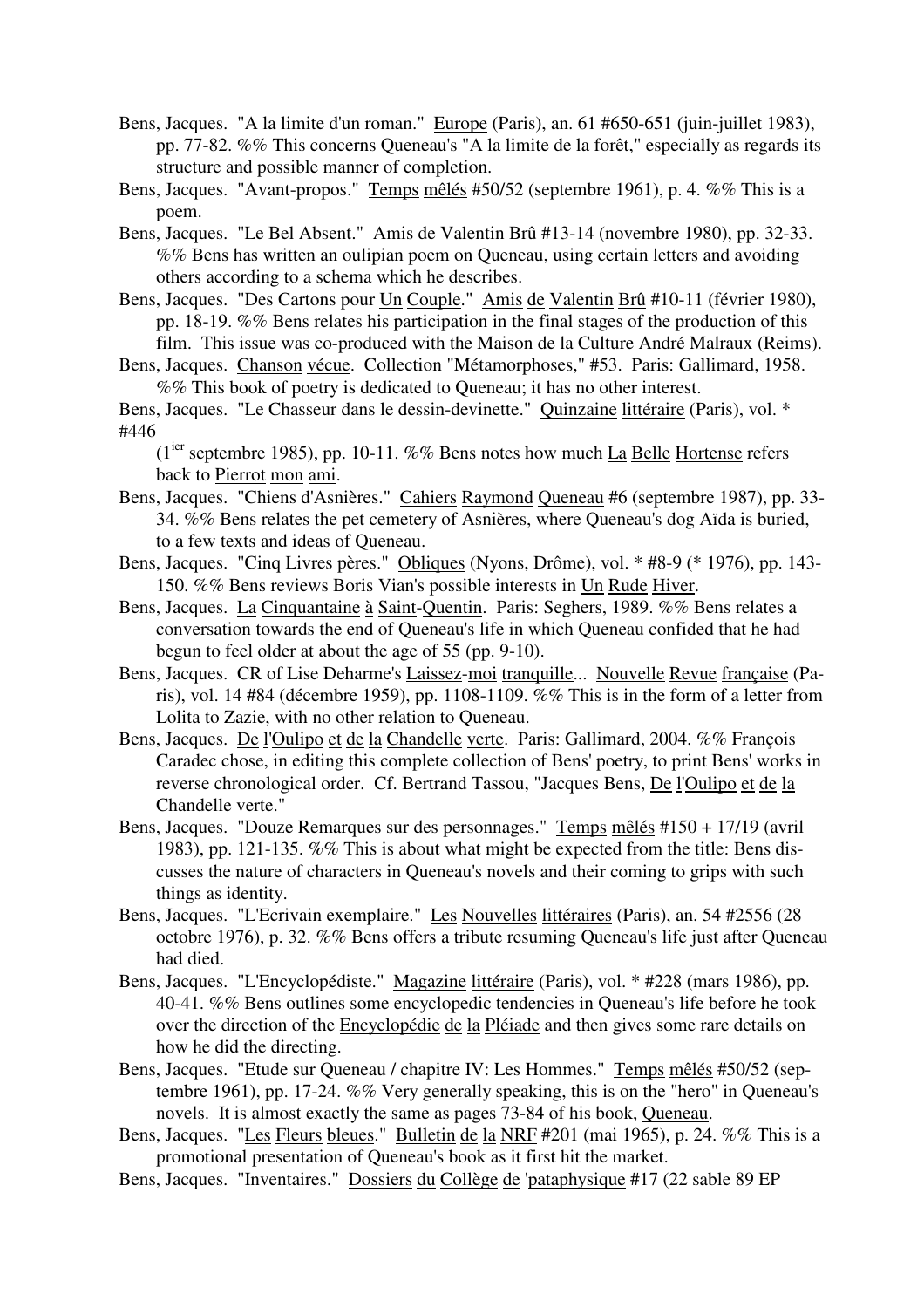Bens, Jacques. "A la limite d'un roman." Europe (Paris), an. 61 #650-651 (juin-juillet 1983), pp. 77-82. %% This concerns Queneau's "A la limite de la forêt," especially as regards its structure and possible manner of completion.

Bens, Jacques. "Avant-propos." Temps mêlés #50/52 (septembre 1961), p. 4. %% This is a poem.

Bens, Jacques. "Le Bel Absent." Amis de Valentin Brû #13-14 (novembre 1980), pp. 32-33. %% Bens has written an oulipian poem on Queneau, using certain letters and avoiding others according to a schema which he describes.

Bens, Jacques. "Des Cartons pour Un Couple." Amis de Valentin Brû #10-11 (février 1980), pp. 18-19. %% Bens relates his participation in the final stages of the production of this film. This issue was co-produced with the Maison de la Culture André Malraux (Reims).

Bens, Jacques. Chanson vécue. Collection "Métamorphoses," #53. Paris: Gallimard, 1958. %% This book of poetry is dedicated to Queneau; it has no other interest.

Bens, Jacques. "Le Chasseur dans le dessin-devinette." Quinzaine littéraire (Paris), vol. * #446 (1[ier] septembre 1985), pp. 10-11. %% Bens notes how much La Belle Hortense refers back to Pierrot mon ami.

Bens, Jacques. "Chiens d'Asnières." Cahiers Raymond Queneau #6 (septembre 1987), pp. 33-34. %% Bens relates the pet cemetery of Asnières, where Queneau's dog Aïda is buried, to a few texts and ideas of Queneau.

Bens, Jacques. "Cinq Livres pères." Obliques (Nyons, Drôme), vol. * #8-9 (* 1976), pp. 143-150. %% Bens reviews Boris Vian's possible interests in Un Rude Hiver.

Bens, Jacques. La Cinquantaine à Saint-Quentin. Paris: Seghers, 1989. %% Bens relates a conversation towards the end of Queneau's life in which Queneau confided that he had begun to feel older at about the age of 55 (pp. 9-10).

Bens, Jacques. CR of Lise Deharme's Laissez-moi tranquille... Nouvelle Revue française (Paris), vol. 14 #84 (décembre 1959), pp. 1108-1109. %% This is in the form of a letter from Lolita to Zazie, with no other relation to Queneau.

Bens, Jacques. De l'Oulipo et de la Chandelle verte. Paris: Gallimard, 2004. %% François Caradec chose, in editing this complete collection of Bens' poetry, to print Bens' works in reverse chronological order. Cf. Bertrand Tassou, "Jacques Bens, De l'Oulipo et de la Chandelle verte."

Bens, Jacques. "Douze Remarques sur des personnages." Temps mêlés #150 + 17/19 (avril 1983), pp. 121-135. %% This is about what might be expected from the title: Bens discusses the nature of characters in Queneau's novels and their coming to grips with such things as identity.

Bens, Jacques. "L'Ecrivain exemplaire." Les Nouvelles littéraires (Paris), an. 54 #2556 (28 octobre 1976), p. 32. %% Bens offers a tribute resuming Queneau's life just after Queneau had died.

Bens, Jacques. "L'Encyclopédiste." Magazine littéraire (Paris), vol. * #228 (mars 1986), pp. 40-41. %% Bens outlines some encyclopedic tendencies in Queneau's life before he took over the direction of the Encyclopédie de la Pléiade and then gives some rare details on how he did the directing.

Bens, Jacques. "Etude sur Queneau / chapitre IV: Les Hommes." Temps mêlés #50/52 (septembre 1961), pp. 17-24. %% Very generally speaking, this is on the "hero" in Queneau's novels. It is almost exactly the same as pages 73-84 of his book, Queneau.

Bens, Jacques. "Les Fleurs bleues." Bulletin de la NRF #201 (mai 1965), p. 24. %% This is a promotional presentation of Queneau's book as it first hit the market.

Bens, Jacques. "Inventaires." Dossiers du Collège de 'pataphysique #17 (22 sable 89 EP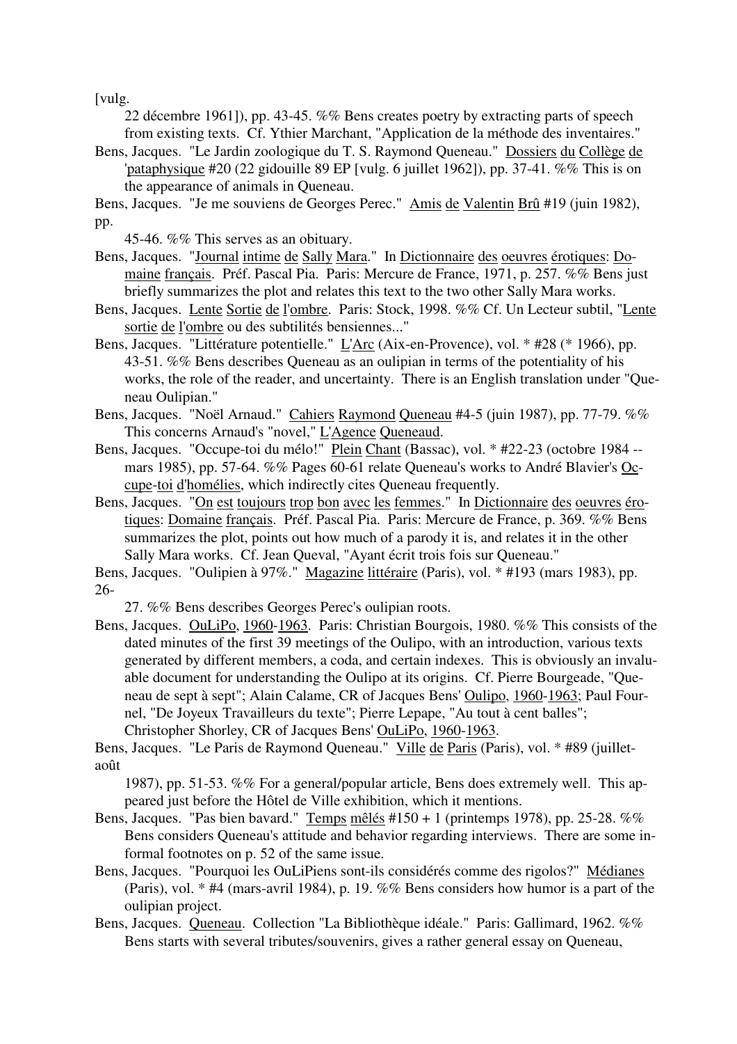[vulg. 22 décembre 1961]), pp. 43-45. %% Bens creates poetry by extracting parts of speech from existing texts. Cf. Ythier Marchant, "Application de la méthode des inventaires."

Bens, Jacques. "Le Jardin zoologique du T. S. Raymond Queneau." Dossiers du Collège de 'pataphysique #20 (22 gidouille 89 EP [vulg. 6 juillet 1962]), pp. 37-41. %% This is on the appearance of animals in Queneau.

Bens, Jacques. "Je me souviens de Georges Perec." Amis de Valentin Brû #19 (juin 1982), pp. 45-46. %% This serves as an obituary.

Bens, Jacques. "Journal intime de Sally Mara." In Dictionnaire des oeuvres érotiques: Domaine français. Préf. Pascal Pia. Paris: Mercure de France, 1971, p. 257. %% Bens just briefly summarizes the plot and relates this text to the two other Sally Mara works.

Bens, Jacques. Lente Sortie de l'ombre. Paris: Stock, 1998. %% Cf. Un Lecteur subtil, "Lente sortie de l'ombre ou des subtilités bensiennes..."

Bens, Jacques. "Littérature potentielle." L'Arc (Aix-en-Provence), vol. * #28 (* 1966), pp. 43-51. %% Bens describes Queneau as an oulipian in terms of the potentiality of his works, the role of the reader, and uncertainty. There is an English translation under "Queneau Oulipian."

Bens, Jacques. "Noël Arnaud." Cahiers Raymond Queneau #4-5 (juin 1987), pp. 77-79. %% This concerns Arnaud's "novel," L'Agence Queneaud.

Bens, Jacques. "Occupe-toi du mélo!" Plein Chant (Bassac), vol. * #22-23 (octobre 1984 -- mars 1985), pp. 57-64. %% Pages 60-61 relate Queneau's works to André Blavier's Occupe-toi d'homélies, which indirectly cites Queneau frequently.

Bens, Jacques. "On est toujours trop bon avec les femmes." In Dictionnaire des oeuvres érotiques: Domaine français. Préf. Pascal Pia. Paris: Mercure de France, p. 369. %% Bens summarizes the plot, points out how much of a parody it is, and relates it in the other Sally Mara works. Cf. Jean Queval, "Ayant écrit trois fois sur Queneau."

Bens, Jacques. "Oulipien à 97%." Magazine littéraire (Paris), vol. * #193 (mars 1983), pp. 26-27. %% Bens describes Georges Perec's oulipian roots.

Bens, Jacques. OuLiPo, 1960-1963. Paris: Christian Bourgois, 1980. %% This consists of the dated minutes of the first 39 meetings of the Oulipo, with an introduction, various texts generated by different members, a coda, and certain indexes. This is obviously an invaluable document for understanding the Oulipo at its origins. Cf. Pierre Bourgeade, "Queneau de sept à sept"; Alain Calame, CR of Jacques Bens' Oulipo, 1960-1963; Paul Fournel, "De Joyeux Travailleurs du texte"; Pierre Lepape, "Au tout à cent balles"; Christopher Shorley, CR of Jacques Bens' OuLiPo, 1960-1963.

Bens, Jacques. "Le Paris de Raymond Queneau." Ville de Paris (Paris), vol. * #89 (juillet-août 1987), pp. 51-53. %% For a general/popular article, Bens does extremely well. This appeared just before the Hôtel de Ville exhibition, which it mentions.

Bens, Jacques. "Pas bien bavard." Temps mêlés #150 + 1 (printemps 1978), pp. 25-28. %% Bens considers Queneau's attitude and behavior regarding interviews. There are some informal footnotes on p. 52 of the same issue.

Bens, Jacques. "Pourquoi les OuLiPiens sont-ils considérés comme des rigolos?" Médianes (Paris), vol. * #4 (mars-avril 1984), p. 19. %% Bens considers how humor is a part of the oulipian project.

Bens, Jacques. Queneau. Collection "La Bibliothèque idéale." Paris: Gallimard, 1962. %% Bens starts with several tributes/souvenirs, gives a rather general essay on Queneau,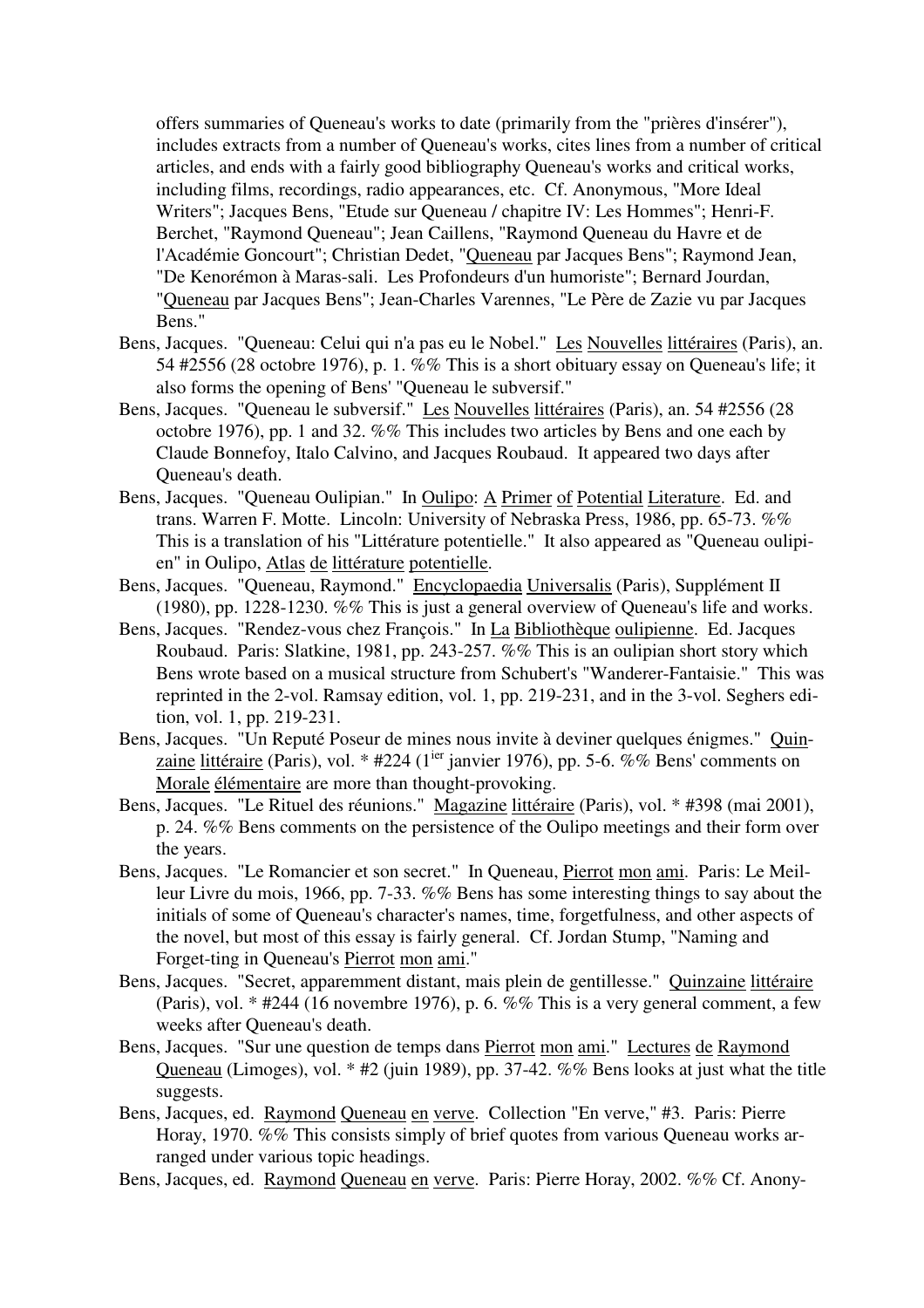offers summaries of Queneau's works to date (primarily from the "prières d'insérer"), includes extracts from a number of Queneau's works, cites lines from a number of critical articles, and ends with a fairly good bibliography Queneau's works and critical works, including films, recordings, radio appearances, etc. Cf. Anonymous, "More Ideal Writers"; Jacques Bens, "Etude sur Queneau / chapitre IV: Les Hommes"; Henri-F. Berchet, "Raymond Queneau"; Jean Caillens, "Raymond Queneau du Havre et de l'Académie Goncourt"; Christian Dedet, "Queneau par Jacques Bens"; Raymond Jean, "De Kenorémon à Maras-sali. Les Profondeurs d'un humoriste"; Bernard Jourdan, "Queneau par Jacques Bens"; Jean-Charles Varennes, "Le Père de Zazie vu par Jacques Bens."

Bens, Jacques. "Queneau: Celui qui n'a pas eu le Nobel." Les Nouvelles littéraires (Paris), an. 54 #2556 (28 octobre 1976), p. 1. %% This is a short obituary essay on Queneau's life; it also forms the opening of Bens' "Queneau le subversif."

Bens, Jacques. "Queneau le subversif." Les Nouvelles littéraires (Paris), an. 54 #2556 (28 octobre 1976), pp. 1 and 32. %% This includes two articles by Bens and one each by Claude Bonnefoy, Italo Calvino, and Jacques Roubaud. It appeared two days after Queneau's death.

Bens, Jacques. "Queneau Oulipian." In Oulipo: A Primer of Potential Literature. Ed. and trans. Warren F. Motte. Lincoln: University of Nebraska Press, 1986, pp. 65-73. %% This is a translation of his "Littérature potentielle." It also appeared as "Queneau oulipien" in Oulipo, Atlas de littérature potentielle.

Bens, Jacques. "Queneau, Raymond." Encyclopaedia Universalis (Paris), Supplément II (1980), pp. 1228-1230. %% This is just a general overview of Queneau's life and works.

Bens, Jacques. "Rendez-vous chez François." In La Bibliothèque oulipienne. Ed. Jacques Roubaud. Paris: Slatkine, 1981, pp. 243-257. %% This is an oulipian short story which Bens wrote based on a musical structure from Schubert's "Wanderer-Fantaisie." This was reprinted in the 2-vol. Ramsay edition, vol. 1, pp. 219-231, and in the 3-vol. Seghers edition, vol. 1, pp. 219-231.

Bens, Jacques. "Un Reputé Poseur de mines nous invite à deviner quelques énigmes." Quinzaine littéraire (Paris), vol. * #224 (1ier janvier 1976), pp. 5-6. %% Bens' comments on Morale élémentaire are more than thought-provoking.

Bens, Jacques. "Le Rituel des réunions." Magazine littéraire (Paris), vol. * #398 (mai 2001), p. 24. %% Bens comments on the persistence of the Oulipo meetings and their form over the years.

Bens, Jacques. "Le Romancier et son secret." In Queneau, Pierrot mon ami. Paris: Le Meilleur Livre du mois, 1966, pp. 7-33. %% Bens has some interesting things to say about the initials of some of Queneau's character's names, time, forgetfulness, and other aspects of the novel, but most of this essay is fairly general. Cf. Jordan Stump, "Naming and Forget-ting in Queneau's Pierrot mon ami."

Bens, Jacques. "Secret, apparemment distant, mais plein de gentillesse." Quinzaine littéraire (Paris), vol. * #244 (16 novembre 1976), p. 6. %% This is a very general comment, a few weeks after Queneau's death.

Bens, Jacques. "Sur une question de temps dans Pierrot mon ami." Lectures de Raymond Queneau (Limoges), vol. * #2 (juin 1989), pp. 37-42. %% Bens looks at just what the title suggests.

Bens, Jacques, ed. Raymond Queneau en verve. Collection "En verve," #3. Paris: Pierre Horay, 1970. %% This consists simply of brief quotes from various Queneau works arranged under various topic headings.

Bens, Jacques, ed. Raymond Queneau en verve. Paris: Pierre Horay, 2002. %% Cf. Anony-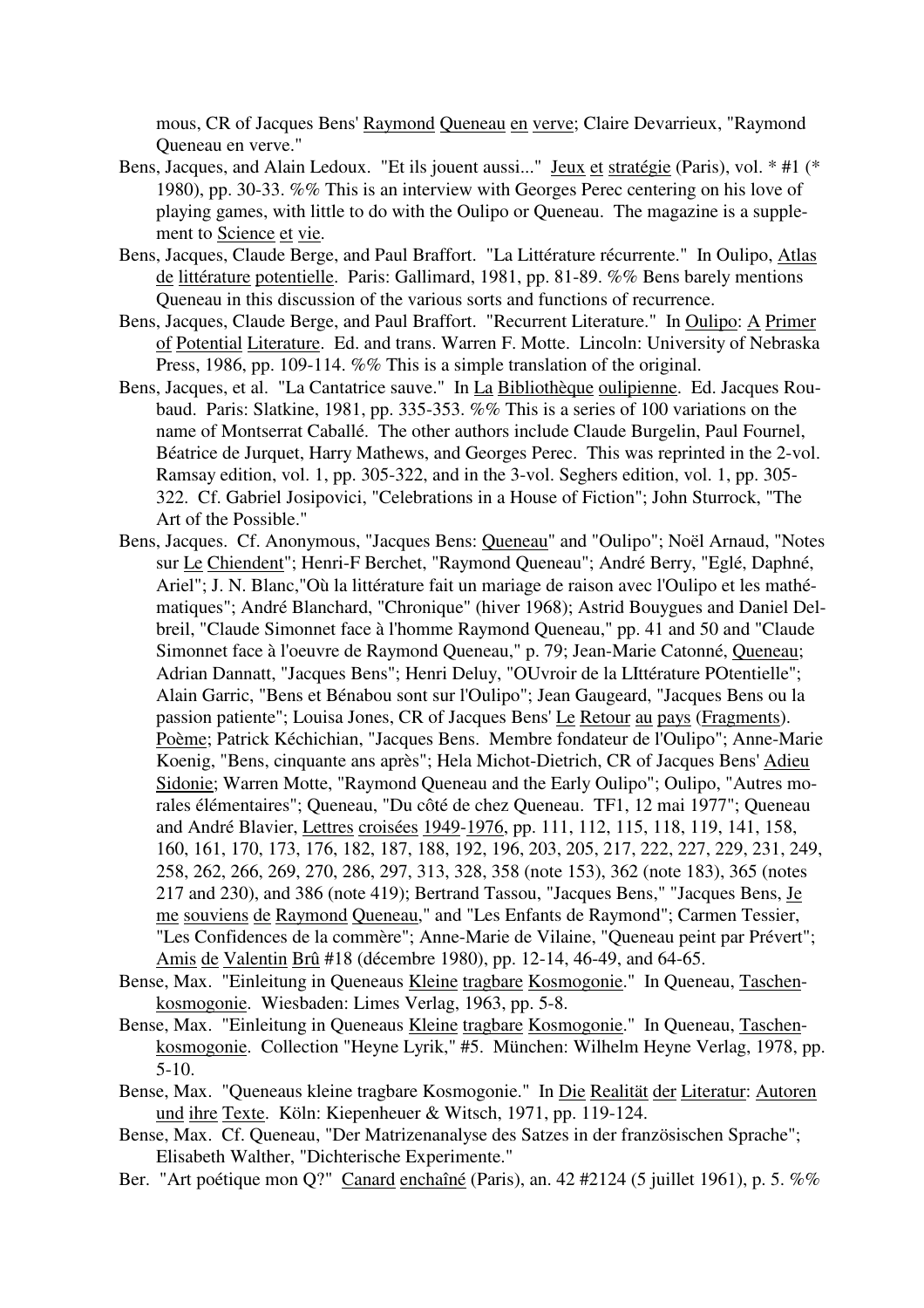mous, CR of Jacques Bens' Raymond Queneau en verve; Claire Devarrieux, "Raymond Queneau en verve."

Bens, Jacques, and Alain Ledoux. "Et ils jouent aussi..." Jeux et stratégie (Paris), vol. * #1 (* 1980), pp. 30-33. %% This is an interview with Georges Perec centering on his love of playing games, with little to do with the Oulipo or Queneau. The magazine is a supplement to Science et vie.

Bens, Jacques, Claude Berge, and Paul Braffort. "La Littérature récurrente." In Oulipo, Atlas de littérature potentielle. Paris: Gallimard, 1981, pp. 81-89. %% Bens barely mentions Queneau in this discussion of the various sorts and functions of recurrence.

Bens, Jacques, Claude Berge, and Paul Braffort. "Recurrent Literature." In Oulipo: A Primer of Potential Literature. Ed. and trans. Warren F. Motte. Lincoln: University of Nebraska Press, 1986, pp. 109-114. %% This is a simple translation of the original.

Bens, Jacques, et al. "La Cantatrice sauve." In La Bibliothèque oulipienne. Ed. Jacques Roubaud. Paris: Slatkine, 1981, pp. 335-353. %% This is a series of 100 variations on the name of Montserrat Caballé. The other authors include Claude Burgelin, Paul Fournel, Béatrice de Jurquet, Harry Mathews, and Georges Perec. This was reprinted in the 2-vol. Ramsay edition, vol. 1, pp. 305-322, and in the 3-vol. Seghers edition, vol. 1, pp. 305-322. Cf. Gabriel Josipovici, "Celebrations in a House of Fiction"; John Sturrock, "The Art of the Possible."

Bens, Jacques. Cf. Anonymous, "Jacques Bens: Queneau" and "Oulipo"; Noël Arnaud, "Notes sur Le Chiendent"; Henri-F Berchet, "Raymond Queneau"; André Berry, "Eglé, Daphné, Ariel"; J. N. Blanc,"Où la littérature fait un mariage de raison avec l'Oulipo et les mathématiques"; André Blanchard, "Chronique" (hiver 1968); Astrid Bouygues and Daniel Delbreil, "Claude Simonnet face à l'homme Raymond Queneau," pp. 41 and 50 and "Claude Simonnet face à l'oeuvre de Raymond Queneau," p. 79; Jean-Marie Catonné, Queneau; Adrian Dannatt, "Jacques Bens"; Henri Deluy, "OUvroir de la LIttérature POtentielle"; Alain Garric, "Bens et Bénabou sont sur l'Oulipo"; Jean Gaugeard, "Jacques Bens ou la passion patiente"; Louisa Jones, CR of Jacques Bens' Le Retour au pays (Fragments). Poème; Patrick Kéchichian, "Jacques Bens. Membre fondateur de l'Oulipo"; Anne-Marie Koenig, "Bens, cinquante ans après"; Hela Michot-Dietrich, CR of Jacques Bens' Adieu Sidonie; Warren Motte, "Raymond Queneau and the Early Oulipo"; Oulipo, "Autres morales élémentaires"; Queneau, "Du côté de chez Queneau. TF1, 12 mai 1977"; Queneau and André Blavier, Lettres croisées 1949-1976, pp. 111, 112, 115, 118, 119, 141, 158, 160, 161, 170, 173, 176, 182, 187, 188, 192, 196, 203, 205, 217, 222, 227, 229, 231, 249, 258, 262, 266, 269, 270, 286, 297, 313, 328, 358 (note 153), 362 (note 183), 365 (notes 217 and 230), and 386 (note 419); Bertrand Tassou, "Jacques Bens," "Jacques Bens, Je me souviens de Raymond Queneau," and "Les Enfants de Raymond"; Carmen Tessier, "Les Confidences de la commère"; Anne-Marie de Vilaine, "Queneau peint par Prévert"; Amis de Valentin Brû #18 (décembre 1980), pp. 12-14, 46-49, and 64-65.

Bense, Max. "Einleitung in Queneaus Kleine tragbare Kosmogonie." In Queneau, Taschenkosmogonie. Wiesbaden: Limes Verlag, 1963, pp. 5-8.

Bense, Max. "Einleitung in Queneaus Kleine tragbare Kosmogonie." In Queneau, Taschenkosmogonie. Collection "Heyne Lyrik," #5. München: Wilhelm Heyne Verlag, 1978, pp. 5-10.

Bense, Max. "Queneaus kleine tragbare Kosmogonie." In Die Realität der Literatur: Autoren und ihre Texte. Köln: Kiepenheuer & Witsch, 1971, pp. 119-124.

Bense, Max. Cf. Queneau, "Der Matrizenanalyse des Satzes in der französischen Sprache"; Elisabeth Walther, "Dichterische Experimente."

Ber. "Art poétique mon Q?" Canard enchaîné (Paris), an. 42 #2124 (5 juillet 1961), p. 5. %%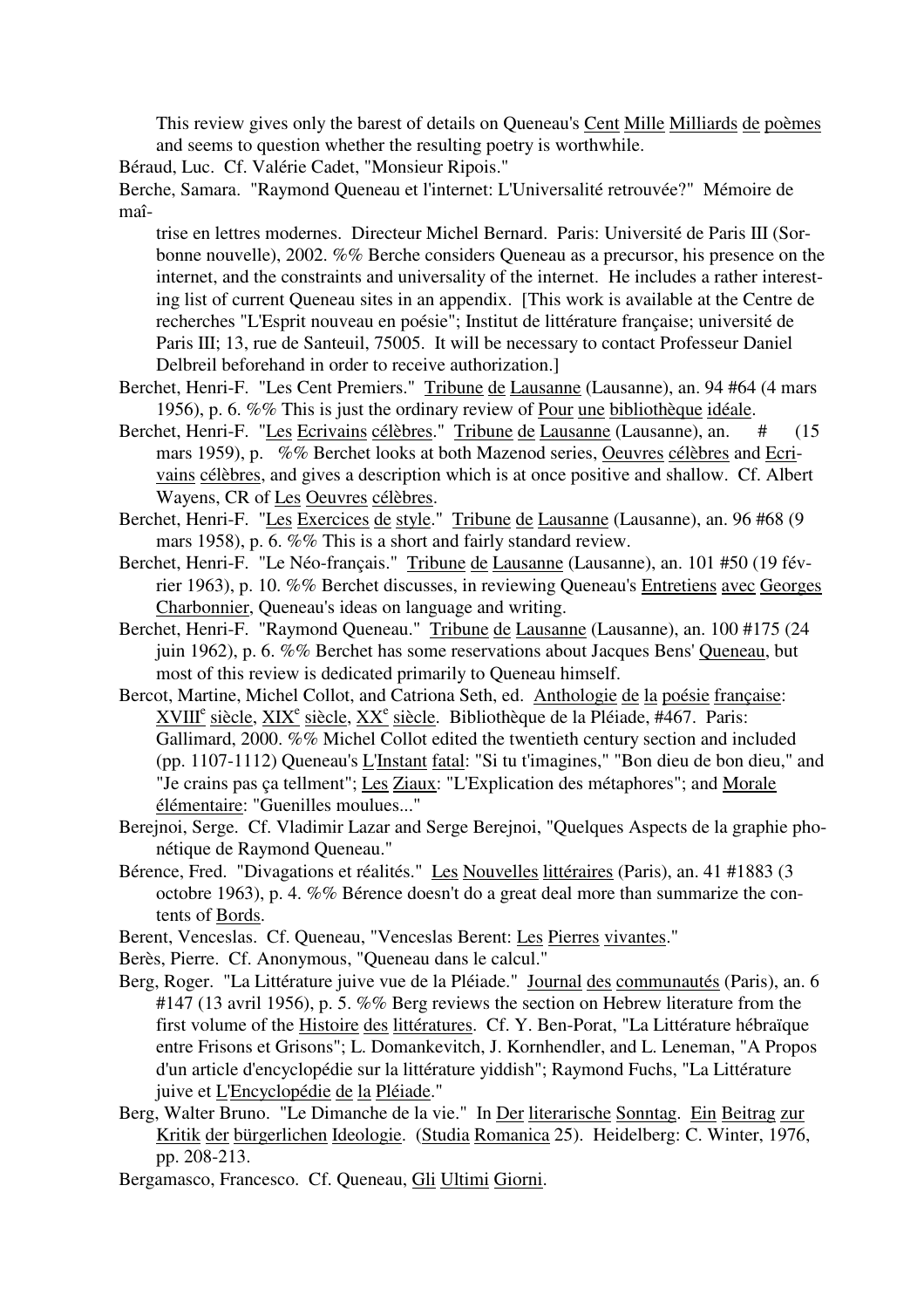This review gives only the barest of details on Queneau's Cent Mille Milliards de poèmes and seems to question whether the resulting poetry is worthwhile.

Béraud, Luc. Cf. Valérie Cadet, "Monsieur Ripois."

Berche, Samara. "Raymond Queneau et l'internet: L'Universalité retrouvée?" Mémoire de maîtrise en lettres modernes. Directeur Michel Bernard. Paris: Université de Paris III (Sorbonne nouvelle), 2002. %% Berche considers Queneau as a precursor, his presence on the internet, and the constraints and universality of the internet. He includes a rather interesting list of current Queneau sites in an appendix. [This work is available at the Centre de recherches "L'Esprit nouveau en poésie"; Institut de littérature française; université de Paris III; 13, rue de Santeuil, 75005. It will be necessary to contact Professeur Daniel Delbreil beforehand in order to receive authorization.]

Berchet, Henri-F. "Les Cent Premiers." Tribune de Lausanne (Lausanne), an. 94 #64 (4 mars 1956), p. 6. %% This is just the ordinary review of Pour une bibliothèque idéale.

Berchet, Henri-F. "Les Ecrivains célèbres." Tribune de Lausanne (Lausanne), an. # (15 mars 1959), p. %% Berchet looks at both Mazenod series, Oeuvres célèbres and Ecrivains célèbres, and gives a description which is at once positive and shallow. Cf. Albert Wayens, CR of Les Oeuvres célèbres.

Berchet, Henri-F. "Les Exercices de style." Tribune de Lausanne (Lausanne), an. 96 #68 (9 mars 1958), p. 6. %% This is a short and fairly standard review.

Berchet, Henri-F. "Le Néo-français." Tribune de Lausanne (Lausanne), an. 101 #50 (19 février 1963), p. 10. %% Berchet discusses, in reviewing Queneau's Entretiens avec Georges Charbonnier, Queneau's ideas on language and writing.

Berchet, Henri-F. "Raymond Queneau." Tribune de Lausanne (Lausanne), an. 100 #175 (24 juin 1962), p. 6. %% Berchet has some reservations about Jacques Bens' Queneau, but most of this review is dedicated primarily to Queneau himself.

Bercot, Martine, Michel Collot, and Catriona Seth, ed. Anthologie de la poésie française: XVIII[e] siècle, XIX[e] siècle, XX[e] siècle. Bibliothèque de la Pléiade, #467. Paris: Gallimard, 2000. %% Michel Collot edited the twentieth century section and included (pp. 1107-1112) Queneau's L'Instant fatal: "Si tu t'imagines," "Bon dieu de bon dieu," and "Je crains pas ça tellment"; Les Ziaux: "L'Explication des métaphores"; and Morale élémentaire: "Guenilles moulues..."

Berejnoi, Serge. Cf. Vladimir Lazar and Serge Berejnoi, "Quelques Aspects de la graphie phonétique de Raymond Queneau."

Bérence, Fred. "Divagations et réalités." Les Nouvelles littéraires (Paris), an. 41 #1883 (3 octobre 1963), p. 4. %% Bérence doesn't do a great deal more than summarize the contents of Bords.

Berent, Venceslas. Cf. Queneau, "Venceslas Berent: Les Pierres vivantes."

Berès, Pierre. Cf. Anonymous, "Queneau dans le calcul."

Berg, Roger. "La Littérature juive vue de la Pléiade." Journal des communautés (Paris), an. 6 #147 (13 avril 1956), p. 5. %% Berg reviews the section on Hebrew literature from the first volume of the Histoire des littératures. Cf. Y. Ben-Porat, "La Littérature hébraïque entre Frisons et Grisons"; L. Domankevitch, J. Kornhendler, and L. Leneman, "A Propos d'un article d'encyclopédie sur la littérature yiddish"; Raymond Fuchs, "La Littérature juive et L'Encyclopédie de la Pléiade."

Berg, Walter Bruno. "Le Dimanche de la vie." In Der literarische Sonntag. Ein Beitrag zur Kritik der bürgerlichen Ideologie. (Studia Romanica 25). Heidelberg: C. Winter, 1976, pp. 208-213.

Bergamasco, Francesco. Cf. Queneau, Gli Ultimi Giorni.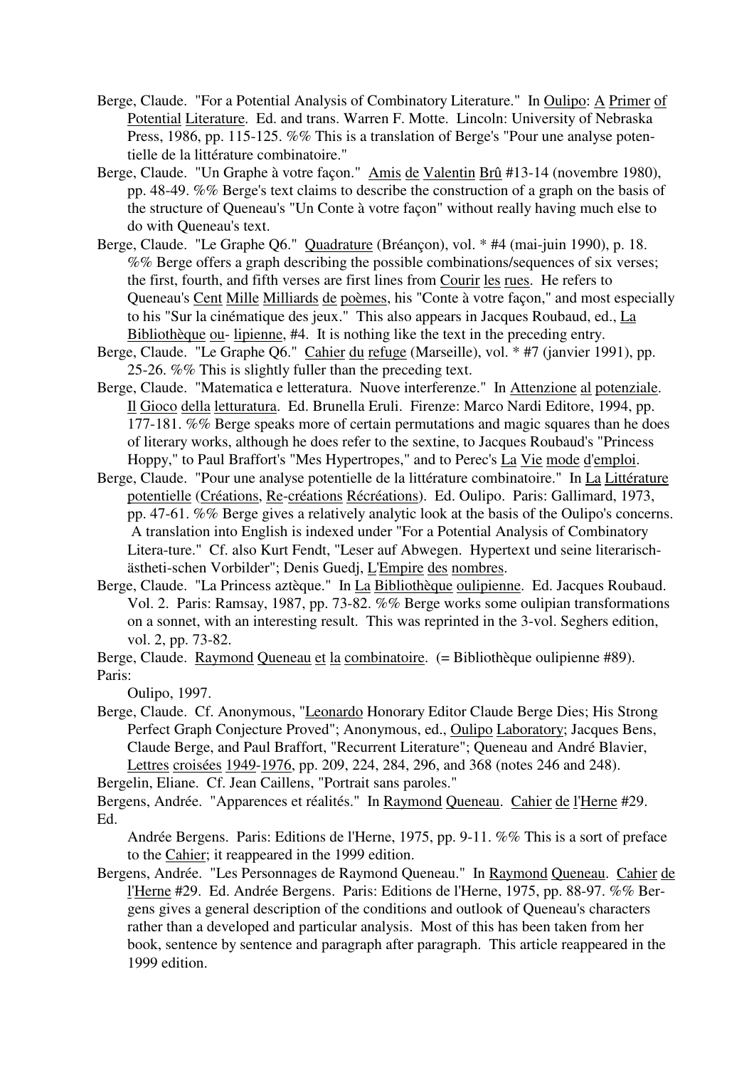Berge, Claude. "For a Potential Analysis of Combinatory Literature." In Oulipo: A Primer of Potential Literature. Ed. and trans. Warren F. Motte. Lincoln: University of Nebraska Press, 1986, pp. 115-125. %% This is a translation of Berge's "Pour une analyse potentielle de la littérature combinatoire."

Berge, Claude. "Un Graphe à votre façon." Amis de Valentin Brû #13-14 (novembre 1980), pp. 48-49. %% Berge's text claims to describe the construction of a graph on the basis of the structure of Queneau's "Un Conte à votre façon" without really having much else to do with Queneau's text.

Berge, Claude. "Le Graphe Q6." Quadrature (Bréançon), vol. * #4 (mai-juin 1990), p. 18. %% Berge offers a graph describing the possible combinations/sequences of six verses; the first, fourth, and fifth verses are first lines from Courir les rues. He refers to Queneau's Cent Mille Milliards de poèmes, his "Conte à votre façon," and most especially to his "Sur la cinématique des jeux." This also appears in Jacques Roubaud, ed., La Bibliothèque ou- lipienne, #4. It is nothing like the text in the preceding entry.

Berge, Claude. "Le Graphe Q6." Cahier du refuge (Marseille), vol. * #7 (janvier 1991), pp. 25-26. %% This is slightly fuller than the preceding text.

Berge, Claude. "Matematica e letteratura. Nuove interferenze." In Attenzione al potenziale. Il Gioco della letturatura. Ed. Brunella Eruli. Firenze: Marco Nardi Editore, 1994, pp. 177-181. %% Berge speaks more of certain permutations and magic squares than he does of literary works, although he does refer to the sextine, to Jacques Roubaud's "Princess Hoppy," to Paul Braffort's "Mes Hypertropes," and to Perec's La Vie mode d'emploi.

Berge, Claude. "Pour une analyse potentielle de la littérature combinatoire." In La Littérature potentielle (Créations, Re-créations Récréations). Ed. Oulipo. Paris: Gallimard, 1973, pp. 47-61. %% Berge gives a relatively analytic look at the basis of the Oulipo's concerns. A translation into English is indexed under "For a Potential Analysis of Combinatory Litera-ture." Cf. also Kurt Fendt, "Leser auf Abwegen. Hypertext und seine literarisch-ästheti-schen Vorbilder"; Denis Guedj, L'Empire des nombres.

Berge, Claude. "La Princess aztèque." In La Bibliothèque oulipienne. Ed. Jacques Roubaud. Vol. 2. Paris: Ramsay, 1987, pp. 73-82. %% Berge works some oulipian transformations on a sonnet, with an interesting result. This was reprinted in the 3-vol. Seghers edition, vol. 2, pp. 73-82.

Berge, Claude. Raymond Queneau et la combinatoire. (= Bibliothèque oulipienne #89). Paris: Oulipo, 1997.

Berge, Claude. Cf. Anonymous, "Leonardo Honorary Editor Claude Berge Dies; His Strong Perfect Graph Conjecture Proved"; Anonymous, ed., Oulipo Laboratory; Jacques Bens, Claude Berge, and Paul Braffort, "Recurrent Literature"; Queneau and André Blavier, Lettres croisées 1949-1976, pp. 209, 224, 284, 296, and 368 (notes 246 and 248).

Bergelin, Eliane. Cf. Jean Caillens, "Portrait sans paroles."

Bergens, Andrée. "Apparences et réalités." In Raymond Queneau. Cahier de l'Herne #29. Ed. Andrée Bergens. Paris: Editions de l'Herne, 1975, pp. 9-11. %% This is a sort of preface to the Cahier; it reappeared in the 1999 edition.

Bergens, Andrée. "Les Personnages de Raymond Queneau." In Raymond Queneau. Cahier de l'Herne #29. Ed. Andrée Bergens. Paris: Editions de l'Herne, 1975, pp. 88-97. %% Bergens gives a general description of the conditions and outlook of Queneau's characters rather than a developed and particular analysis. Most of this has been taken from her book, sentence by sentence and paragraph after paragraph. This article reappeared in the 1999 edition.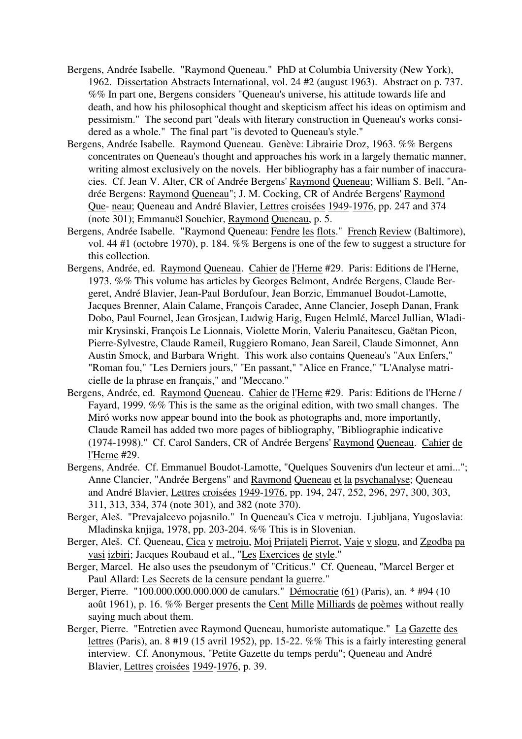Bergens, Andrée Isabelle. "Raymond Queneau." PhD at Columbia University (New York), 1962. Dissertation Abstracts International, vol. 24 #2 (august 1963). Abstract on p. 737. %% In part one, Bergens considers "Queneau's universe, his attitude towards life and death, and how his philosophical thought and skepticism affect his ideas on optimism and pessimism." The second part "deals with literary construction in Queneau's works considered as a whole." The final part "is devoted to Queneau's style."

Bergens, Andrée Isabelle. Raymond Queneau. Genève: Librairie Droz, 1963. %% Bergens concentrates on Queneau's thought and approaches his work in a largely thematic manner, writing almost exclusively on the novels. Her bibliography has a fair number of inaccuracies. Cf. Jean V. Alter, CR of Andrée Bergens' Raymond Queneau; William S. Bell, "Andrée Bergens: Raymond Queneau"; J. M. Cocking, CR of Andrée Bergens' Raymond Queneau; Queneau and André Blavier, Lettres croisées 1949-1976, pp. 247 and 374 (note 301); Emmanuël Souchier, Raymond Queneau, p. 5.

Bergens, Andrée Isabelle. "Raymond Queneau: Fendre les flots." French Review (Baltimore), vol. 44 #1 (octobre 1970), p. 184. %% Bergens is one of the few to suggest a structure for this collection.

Bergens, Andrée, ed. Raymond Queneau. Cahier de l'Herne #29. Paris: Editions de l'Herne, 1973. %% This volume has articles by Georges Belmont, Andrée Bergens, Claude Bergeret, André Blavier, Jean-Paul Bordufour, Jean Borzic, Emmanuel Boudot-Lamotte, Jacques Brenner, Alain Calame, François Caradec, Anne Clancier, Joseph Danan, Frank Dobo, Paul Fournel, Jean Grosjean, Ludwig Harig, Eugen Helmlé, Marcel Jullian, Wladimir Krysinski, François Le Lionnais, Violette Morin, Valeriu Panaitescu, Gaëtan Picon, Pierre-Sylvestre, Claude Rameil, Ruggiero Romano, Jean Sareil, Claude Simonnet, Ann Austin Smock, and Barbara Wright. This work also contains Queneau's "Aux Enfers," "Roman fou," "Les Derniers jours," "En passant," "Alice en France," "L'Analyse matricielle de la phrase en français," and "Meccano."

Bergens, Andrée, ed. Raymond Queneau. Cahier de l'Herne #29. Paris: Editions de l'Herne / Fayard, 1999. %% This is the same as the original edition, with two small changes. The Miró works now appear bound into the book as photographs and, more importantly, Claude Rameil has added two more pages of bibliography, "Bibliographie indicative (1974-1998)." Cf. Carol Sanders, CR of Andrée Bergens' Raymond Queneau. Cahier de l'Herne #29.

Bergens, Andrée. Cf. Emmanuel Boudot-Lamotte, "Quelques Souvenirs d'un lecteur et ami..."; Anne Clancier, "Andrée Bergens" and Raymond Queneau et la psychanalyse; Queneau and André Blavier, Lettres croisées 1949-1976, pp. 194, 247, 252, 296, 297, 300, 303, 311, 313, 334, 374 (note 301), and 382 (note 370).

Berger, Aleš. "Prevajalcevo pojasnilo." In Queneau's Cica v metroju. Ljubljana, Yugoslavia: Mladinska knjiga, 1978, pp. 203-204. %% This is in Slovenian.

Berger, Aleš. Cf. Queneau, Cica v metroju, Moj Prijatelj Pierrot, Vaje v slogu, and Zgodba pa vasi izbiri; Jacques Roubaud et al., "Les Exercices de style."

Berger, Marcel. He also uses the pseudonym of "Criticus." Cf. Queneau, "Marcel Berger et Paul Allard: Les Secrets de la censure pendant la guerre."

Berger, Pierre. "100.000.000.000.000 de canulars." Démocratie (61) (Paris), an. * #94 (10 août 1961), p. 16. %% Berger presents the Cent Mille Milliards de poèmes without really saying much about them.

Berger, Pierre. "Entretien avec Raymond Queneau, humoriste automatique." La Gazette des lettres (Paris), an. 8 #19 (15 avril 1952), pp. 15-22. %% This is a fairly interesting general interview. Cf. Anonymous, "Petite Gazette du temps perdu"; Queneau and André Blavier, Lettres croisées 1949-1976, p. 39.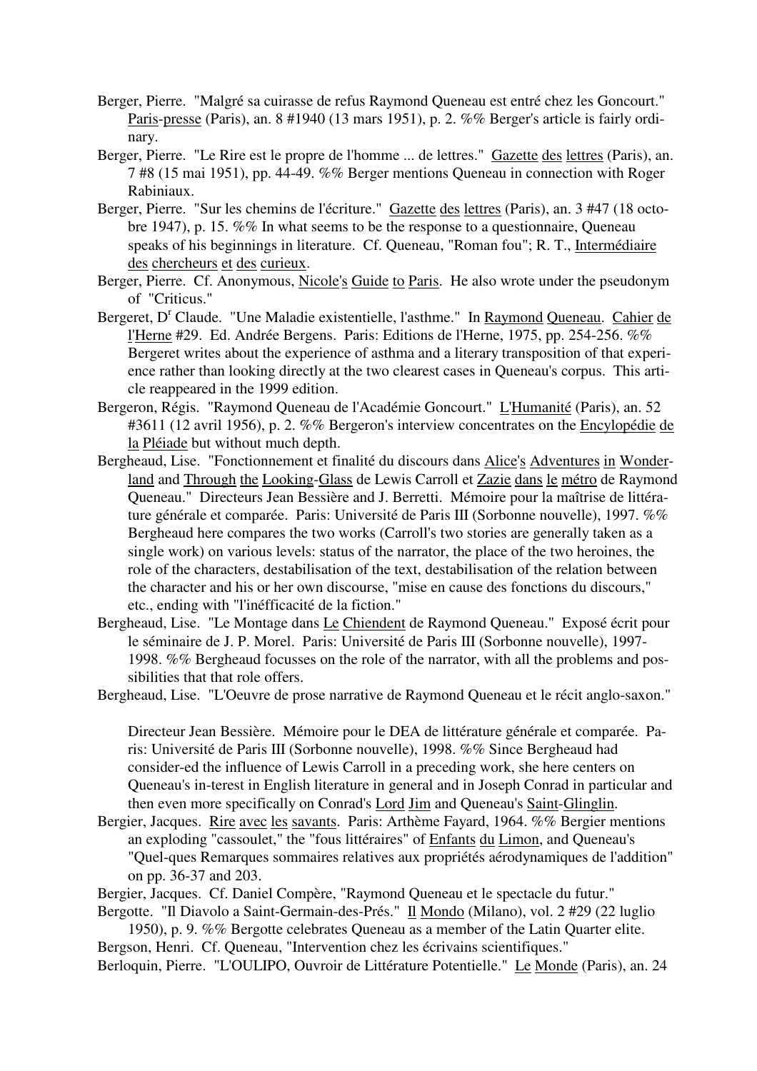Berger, Pierre. "Malgré sa cuirasse de refus Raymond Queneau est entré chez les Goncourt." Paris-presse (Paris), an. 8 #1940 (13 mars 1951), p. 2. %% Berger's article is fairly ordinary.

Berger, Pierre. "Le Rire est le propre de l'homme ... de lettres." Gazette des lettres (Paris), an. 7 #8 (15 mai 1951), pp. 44-49. %% Berger mentions Queneau in connection with Roger Rabiniaux.

Berger, Pierre. "Sur les chemins de l'écriture." Gazette des lettres (Paris), an. 3 #47 (18 octobre 1947), p. 15. %% In what seems to be the response to a questionnaire, Queneau speaks of his beginnings in literature. Cf. Queneau, "Roman fou"; R. T., Intermédiaire des chercheurs et des curieux.

Berger, Pierre. Cf. Anonymous, Nicole's Guide to Paris. He also wrote under the pseudonym of "Criticus."

Bergeret, D[r] Claude. "Une Maladie existentielle, l'asthme." In Raymond Queneau. Cahier de l'Herne #29. Ed. Andrée Bergens. Paris: Editions de l'Herne, 1975, pp. 254-256. %% Bergeret writes about the experience of asthma and a literary transposition of that experience rather than looking directly at the two clearest cases in Queneau's corpus. This article reappeared in the 1999 edition.

Bergeron, Régis. "Raymond Queneau de l'Académie Goncourt." L'Humanité (Paris), an. 52 #3611 (12 avril 1956), p. 2. %% Bergeron's interview concentrates on the Encylopédie de la Pléiade but without much depth.

Bergheaud, Lise. "Fonctionnement et finalité du discours dans Alice's Adventures in Wonderland and Through the Looking-Glass de Lewis Carroll et Zazie dans le métro de Raymond Queneau." Directeurs Jean Bessière and J. Berretti. Mémoire pour la maîtrise de littérature générale et comparée. Paris: Université de Paris III (Sorbonne nouvelle), 1997. %% Bergheaud here compares the two works (Carroll's two stories are generally taken as a single work) on various levels: status of the narrator, the place of the two heroines, the role of the characters, destabilisation of the text, destabilisation of the relation between the character and his or her own discourse, "mise en cause des fonctions du discours," etc., ending with "l'inéfficacité de la fiction."

Bergheaud, Lise. "Le Montage dans Le Chiendent de Raymond Queneau." Exposé écrit pour le séminaire de J. P. Morel. Paris: Université de Paris III (Sorbonne nouvelle), 1997-1998. %% Bergheaud focusses on the role of the narrator, with all the problems and possibilities that that role offers.

Bergheaud, Lise. "L'Oeuvre de prose narrative de Raymond Queneau et le récit anglo-saxon." Directeur Jean Bessière. Mémoire pour le DEA de littérature générale et comparée. Paris: Université de Paris III (Sorbonne nouvelle), 1998. %% Since Bergheaud had consider-ed the influence of Lewis Carroll in a preceding work, she here centers on Queneau's in-terest in English literature in general and in Joseph Conrad in particular and then even more specifically on Conrad's Lord Jim and Queneau's Saint-Glinglin.

Bergier, Jacques. Rire avec les savants. Paris: Arthème Fayard, 1964. %% Bergier mentions an exploding "cassoulet," the "fous littéraires" of Enfants du Limon, and Queneau's "Quel-ques Remarques sommaires relatives aux propriétés aérodynamiques de l'addition" on pp. 36-37 and 203.

Bergier, Jacques. Cf. Daniel Compère, "Raymond Queneau et le spectacle du futur."

Bergotte. "Il Diavolo a Saint-Germain-des-Prés." Il Mondo (Milano), vol. 2 #29 (22 luglio 1950), p. 9. %% Bergotte celebrates Queneau as a member of the Latin Quarter elite.

Bergson, Henri. Cf. Queneau, "Intervention chez les écrivains scientifiques."

Berloquin, Pierre. "L'OULIPO, Ouvroir de Littérature Potentielle." Le Monde (Paris), an. 24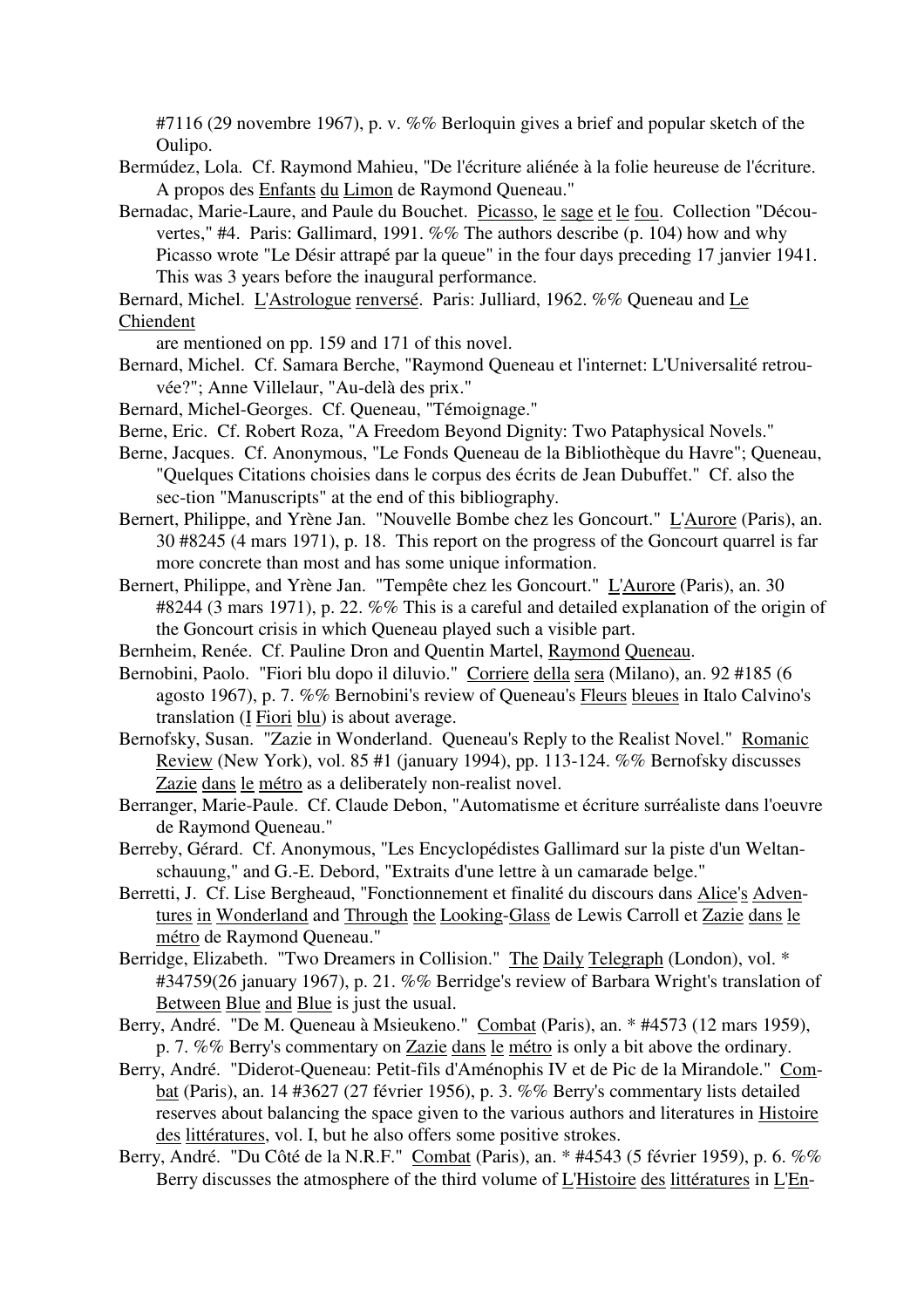#7116 (29 novembre 1967), p. v. %% Berloquin gives a brief and popular sketch of the Oulipo.

Bermúdez, Lola. Cf. Raymond Mahieu, "De l'écriture aliénée à la folie heureuse de l'écriture. A propos des Enfants du Limon de Raymond Queneau."

Bernadac, Marie-Laure, and Paule du Bouchet. Picasso, le sage et le fou. Collection "Découvertes," #4. Paris: Gallimard, 1991. %% The authors describe (p. 104) how and why Picasso wrote "Le Désir attrapé par la queue" in the four days preceding 17 janvier 1941. This was 3 years before the inaugural performance.

Bernard, Michel. L'Astrologue renversé. Paris: Julliard, 1962. %% Queneau and Le Chiendent are mentioned on pp. 159 and 171 of this novel.

Bernard, Michel. Cf. Samara Berche, "Raymond Queneau et l'internet: L'Universalité retrouvée?"; Anne Villelaur, "Au-delà des prix."

Bernard, Michel-Georges. Cf. Queneau, "Témoignage."

Berne, Eric. Cf. Robert Roza, "A Freedom Beyond Dignity: Two Pataphysical Novels."

Berne, Jacques. Cf. Anonymous, "Le Fonds Queneau de la Bibliothèque du Havre"; Queneau, "Quelques Citations choisies dans le corpus des écrits de Jean Dubuffet." Cf. also the sec-tion "Manuscripts" at the end of this bibliography.

Bernert, Philippe, and Yrène Jan. "Nouvelle Bombe chez les Goncourt." L'Aurore (Paris), an. 30 #8245 (4 mars 1971), p. 18. This report on the progress of the Goncourt quarrel is far more concrete than most and has some unique information.

Bernert, Philippe, and Yrène Jan. "Tempête chez les Goncourt." L'Aurore (Paris), an. 30 #8244 (3 mars 1971), p. 22. %% This is a careful and detailed explanation of the origin of the Goncourt crisis in which Queneau played such a visible part.

Bernheim, Renée. Cf. Pauline Dron and Quentin Martel, Raymond Queneau.

Bernobini, Paolo. "Fiori blu dopo il diluvio." Corriere della sera (Milano), an. 92 #185 (6 agosto 1967), p. 7. %% Bernobini's review of Queneau's Fleurs bleues in Italo Calvino's translation (I Fiori blu) is about average.

Bernofsky, Susan. "Zazie in Wonderland. Queneau's Reply to the Realist Novel." Romanic Review (New York), vol. 85 #1 (january 1994), pp. 113-124. %% Bernofsky discusses Zazie dans le métro as a deliberately non-realist novel.

Berranger, Marie-Paule. Cf. Claude Debon, "Automatisme et écriture surréaliste dans l'oeuvre de Raymond Queneau."

Berreby, Gérard. Cf. Anonymous, "Les Encyclopédistes Gallimard sur la piste d'un Weltanschauung," and G.-E. Debord, "Extraits d'une lettre à un camarade belge."

Berretti, J. Cf. Lise Bergheaud, "Fonctionnement et finalité du discours dans Alice's Adventures in Wonderland and Through the Looking-Glass de Lewis Carroll et Zazie dans le métro de Raymond Queneau."

Berridge, Elizabeth. "Two Dreamers in Collision." The Daily Telegraph (London), vol. * #34759(26 january 1967), p. 21. %% Berridge's review of Barbara Wright's translation of Between Blue and Blue is just the usual.

Berry, André. "De M. Queneau à Msieukeno." Combat (Paris), an. * #4573 (12 mars 1959), p. 7. %% Berry's commentary on Zazie dans le métro is only a bit above the ordinary.

Berry, André. "Diderot-Queneau: Petit-fils d'Aménophis IV et de Pic de la Mirandole." Combat (Paris), an. 14 #3627 (27 février 1956), p. 3. %% Berry's commentary lists detailed reserves about balancing the space given to the various authors and literatures in Histoire des littératures, vol. I, but he also offers some positive strokes.

Berry, André. "Du Côté de la N.R.F." Combat (Paris), an. * #4543 (5 février 1959), p. 6. %% Berry discusses the atmosphere of the third volume of L'Histoire des littératures in L'En-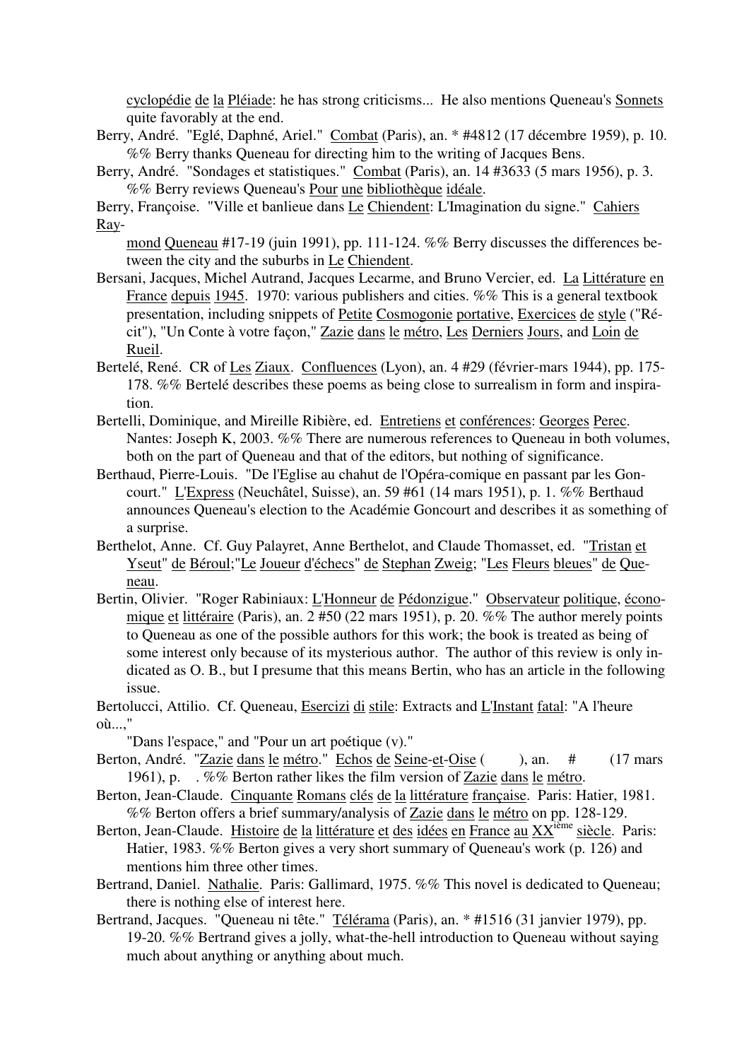cyclopédie de la Pléiade: he has strong criticisms... He also mentions Queneau's Sonnets quite favorably at the end.

Berry, André. "Eglé, Daphné, Ariel." Combat (Paris), an. * #4812 (17 décembre 1959), p. 10. %% Berry thanks Queneau for directing him to the writing of Jacques Bens.

Berry, André. "Sondages et statistiques." Combat (Paris), an. 14 #3633 (5 mars 1956), p. 3. %% Berry reviews Queneau's Pour une bibliothèque idéale.

Berry, Françoise. "Ville et banlieue dans Le Chiendent: L'Imagination du signe." Cahiers Raymond Queneau #17-19 (juin 1991), pp. 111-124. %% Berry discusses the differences between the city and the suburbs in Le Chiendent.

Bersani, Jacques, Michel Autrand, Jacques Lecarme, and Bruno Vercier, ed. La Littérature en France depuis 1945. 1970: various publishers and cities. %% This is a general textbook presentation, including snippets of Petite Cosmogonie portative, Exercices de style ("Récit"), "Un Conte à votre façon," Zazie dans le métro, Les Derniers Jours, and Loin de Rueil.

Bertelé, René. CR of Les Ziaux. Confluences (Lyon), an. 4 #29 (février-mars 1944), pp. 175-178. %% Bertelé describes these poems as being close to surrealism in form and inspiration.

Bertelli, Dominique, and Mireille Ribière, ed. Entretiens et conférences: Georges Perec. Nantes: Joseph K, 2003. %% There are numerous references to Queneau in both volumes, both on the part of Queneau and that of the editors, but nothing of significance.

Berthaud, Pierre-Louis. "De l'Eglise au chahut de l'Opéra-comique en passant par les Goncourt." L'Express (Neuchâtel, Suisse), an. 59 #61 (14 mars 1951), p. 1. %% Berthaud announces Queneau's election to the Académie Goncourt and describes it as something of a surprise.

Berthelot, Anne. Cf. Guy Palayret, Anne Berthelot, and Claude Thomasset, ed. "Tristan et Yseut" de Béroul;"Le Joueur d'échecs" de Stephan Zweig; "Les Fleurs bleues" de Queneau.

Bertin, Olivier. "Roger Rabiniaux: L'Honneur de Pédonzigue." Observateur politique, économique et littéraire (Paris), an. 2 #50 (22 mars 1951), p. 20. %% The author merely points to Queneau as one of the possible authors for this work; the book is treated as being of some interest only because of its mysterious author. The author of this review is only indicated as O. B., but I presume that this means Bertin, who has an article in the following issue.

Bertolucci, Attilio. Cf. Queneau, Esercizi di stile: Extracts and L'Instant fatal: "A l'heure où...," "Dans l'espace," and "Pour un art poétique (v)."

Berton, André. "Zazie dans le métro." Echos de Seine-et-Oise ( ), an. # (17 mars 1961), p. . %% Berton rather likes the film version of Zazie dans le métro.

Berton, Jean-Claude. Cinquante Romans clés de la littérature française. Paris: Hatier, 1981. %% Berton offers a brief summary/analysis of Zazie dans le métro on pp. 128-129.

Berton, Jean-Claude. Histoire de la littérature et des idées en France au XX[ième] siècle. Paris: Hatier, 1983. %% Berton gives a very short summary of Queneau's work (p. 126) and mentions him three other times.

Bertrand, Daniel. Nathalie. Paris: Gallimard, 1975. %% This novel is dedicated to Queneau; there is nothing else of interest here.

Bertrand, Jacques. "Queneau ni tête." Télérama (Paris), an. * #1516 (31 janvier 1979), pp. 19-20. %% Bertrand gives a jolly, what-the-hell introduction to Queneau without saying much about anything or anything about much.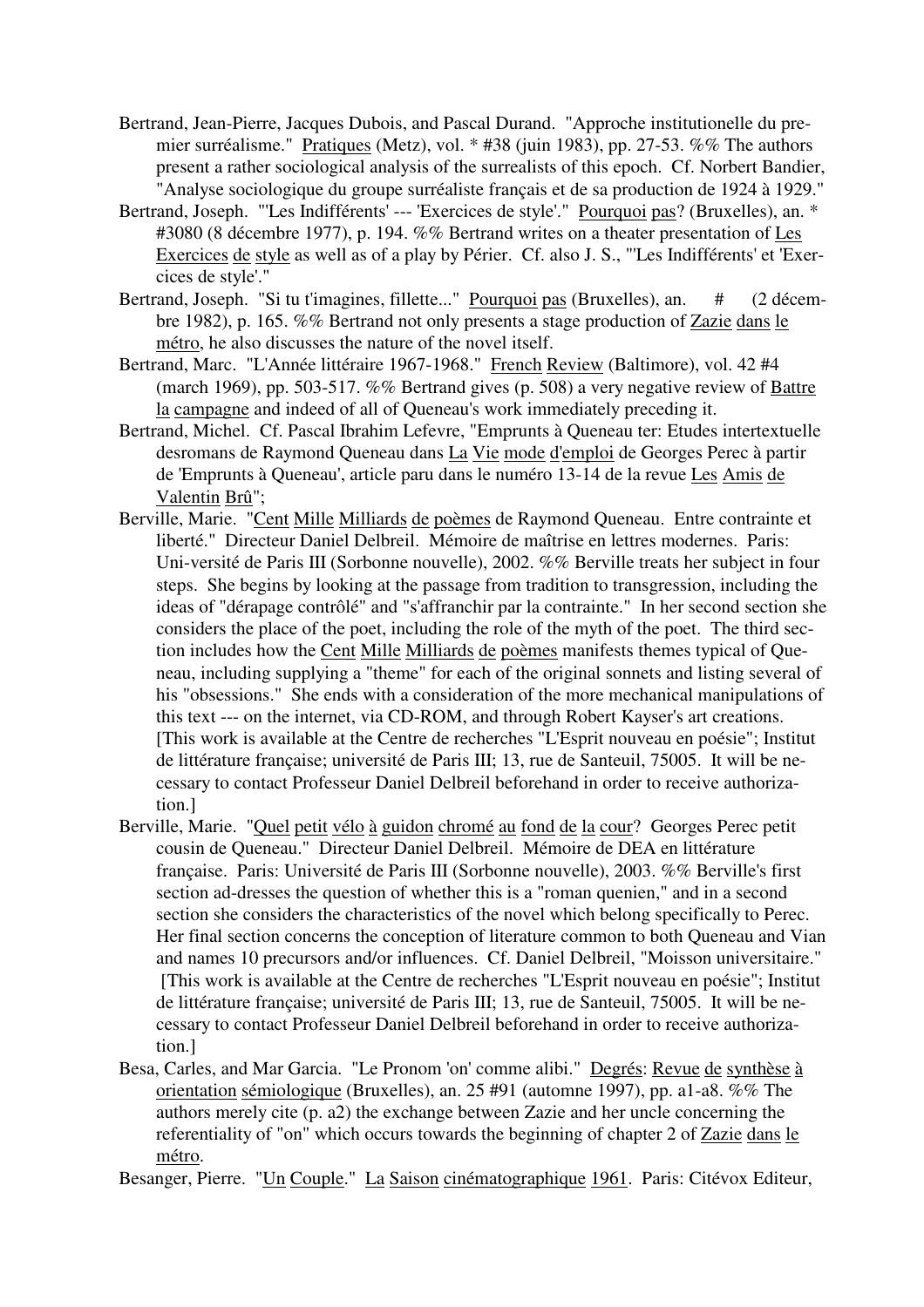Bertrand, Jean-Pierre, Jacques Dubois, and Pascal Durand. "Approche institutionelle du premier surréalisme." Pratiques (Metz), vol. * #38 (juin 1983), pp. 27-53. %% The authors present a rather sociological analysis of the surrealists of this epoch. Cf. Norbert Bandier, "Analyse sociologique du groupe surréaliste français et de sa production de 1924 à 1929."

Bertrand, Joseph. "'Les Indifférents' --- 'Exercices de style'." Pourquoi pas? (Bruxelles), an. * #3080 (8 décembre 1977), p. 194. %% Bertrand writes on a theater presentation of Les Exercices de style as well as of a play by Périer. Cf. also J. S., "'Les Indifférents' et 'Exercices de style'."

Bertrand, Joseph. "Si tu t'imagines, fillette..." Pourquoi pas (Bruxelles), an. # (2 décembre 1982), p. 165. %% Bertrand not only presents a stage production of Zazie dans le métro, he also discusses the nature of the novel itself.

Bertrand, Marc. "L'Année littéraire 1967-1968." French Review (Baltimore), vol. 42 #4 (march 1969), pp. 503-517. %% Bertrand gives (p. 508) a very negative review of Battre la campagne and indeed of all of Queneau's work immediately preceding it.

Bertrand, Michel. Cf. Pascal Ibrahim Lefevre, "Emprunts à Queneau ter: Etudes intertextuelle desromans de Raymond Queneau dans La Vie mode d'emploi de Georges Perec à partir de 'Emprunts à Queneau', article paru dans le numéro 13-14 de la revue Les Amis de Valentin Brû";

Berville, Marie. "Cent Mille Milliards de poèmes de Raymond Queneau. Entre contrainte et liberté." Directeur Daniel Delbreil. Mémoire de maîtrise en lettres modernes. Paris: Uni-versité de Paris III (Sorbonne nouvelle), 2002. %% Berville treats her subject in four steps. She begins by looking at the passage from tradition to transgression, including the ideas of "dérapage contrôlé" and "s'affranchir par la contrainte." In her second section she considers the place of the poet, including the role of the myth of the poet. The third section includes how the Cent Mille Milliards de poèmes manifests themes typical of Queneau, including supplying a "theme" for each of the original sonnets and listing several of his "obsessions." She ends with a consideration of the more mechanical manipulations of this text --- on the internet, via CD-ROM, and through Robert Kayser's art creations. [This work is available at the Centre de recherches "L'Esprit nouveau en poésie"; Institut de littérature française; université de Paris III; 13, rue de Santeuil, 75005. It will be necessary to contact Professeur Daniel Delbreil beforehand in order to receive authorization.]

Berville, Marie. "Quel petit vélo à guidon chromé au fond de la cour? Georges Perec petit cousin de Queneau." Directeur Daniel Delbreil. Mémoire de DEA en littérature française. Paris: Université de Paris III (Sorbonne nouvelle), 2003. %% Berville's first section ad-dresses the question of whether this is a "roman quenien," and in a second section she considers the characteristics of the novel which belong specifically to Perec. Her final section concerns the conception of literature common to both Queneau and Vian and names 10 precursors and/or influences. Cf. Daniel Delbreil, "Moisson universitaire." [This work is available at the Centre de recherches "L'Esprit nouveau en poésie"; Institut de littérature française; université de Paris III; 13, rue de Santeuil, 75005. It will be necessary to contact Professeur Daniel Delbreil beforehand in order to receive authorization.]

Besa, Carles, and Mar Garcia. "Le Pronom 'on' comme alibi." Degrés: Revue de synthèse à orientation sémiologique (Bruxelles), an. 25 #91 (automne 1997), pp. a1-a8. %% The authors merely cite (p. a2) the exchange between Zazie and her uncle concerning the referentiality of "on" which occurs towards the beginning of chapter 2 of Zazie dans le métro.

Besanger, Pierre. "Un Couple." La Saison cinématographique 1961. Paris: Citévox Editeur,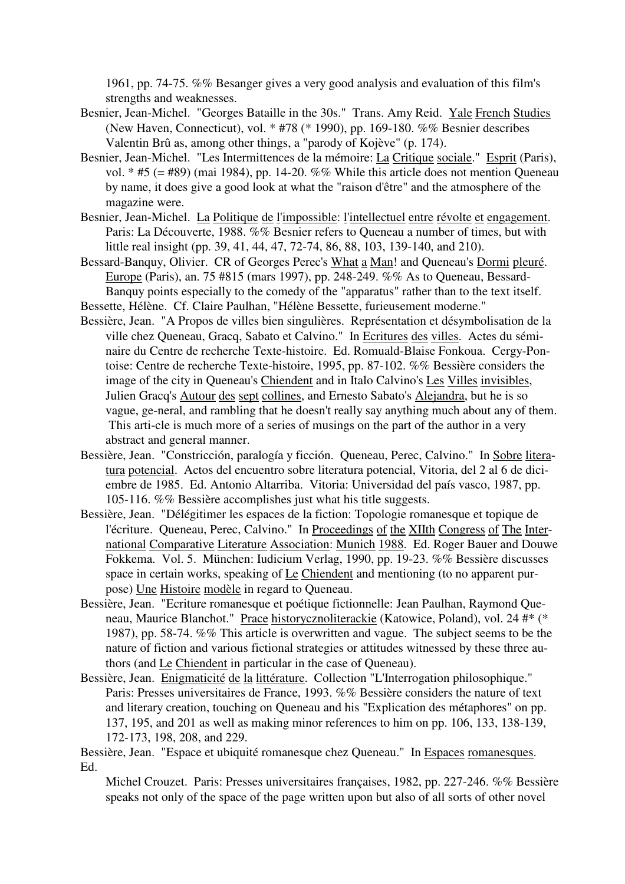1961, pp. 74-75. %% Besanger gives a very good analysis and evaluation of this film's strengths and weaknesses.

Besnier, Jean-Michel. "Georges Bataille in the 30s." Trans. Amy Reid. Yale French Studies (New Haven, Connecticut), vol. * #78 (* 1990), pp. 169-180. %% Besnier describes Valentin Brû as, among other things, a "parody of Kojève" (p. 174).

Besnier, Jean-Michel. "Les Intermittences de la mémoire: La Critique sociale." Esprit (Paris), vol. * #5 (= #89) (mai 1984), pp. 14-20. %% While this article does not mention Queneau by name, it does give a good look at what the "raison d'être" and the atmosphere of the magazine were.

Besnier, Jean-Michel. La Politique de l'impossible: l'intellectuel entre révolte et engagement. Paris: La Découverte, 1988. %% Besnier refers to Queneau a number of times, but with little real insight (pp. 39, 41, 44, 47, 72-74, 86, 88, 103, 139-140, and 210).

Bessard-Banquy, Olivier. CR of Georges Perec's What a Man! and Queneau's Dormi pleuré. Europe (Paris), an. 75 #815 (mars 1997), pp. 248-249. %% As to Queneau, Bessard-Banquy points especially to the comedy of the "apparatus" rather than to the text itself.

Bessette, Hélène. Cf. Claire Paulhan, "Hélène Bessette, furieusement moderne."

Bessière, Jean. "A Propos de villes bien singulières. Représentation et désymbolisation de la ville chez Queneau, Gracq, Sabato et Calvino." In Ecritures des villes. Actes du séminaire du Centre de recherche Texte-histoire. Ed. Romuald-Blaise Fonkoua. Cergy-Pontoise: Centre de recherche Texte-histoire, 1995, pp. 87-102. %% Bessière considers the image of the city in Queneau's Chiendent and in Italo Calvino's Les Villes invisibles, Julien Gracq's Autour des sept collines, and Ernesto Sabato's Alejandra, but he is so vague, ge-neral, and rambling that he doesn't really say anything much about any of them. This arti-cle is much more of a series of musings on the part of the author in a very abstract and general manner.

Bessière, Jean. "Constricción, paralogía y ficción. Queneau, Perec, Calvino." In Sobre literatura potencial. Actos del encuentro sobre literatura potencial, Vitoria, del 2 al 6 de diciembre de 1985. Ed. Antonio Altarriba. Vitoria: Universidad del país vasco, 1987, pp. 105-116. %% Bessière accomplishes just what his title suggests.

Bessière, Jean. "Délégitimer les espaces de la fiction: Topologie romanesque et topique de l'écriture. Queneau, Perec, Calvino." In Proceedings of the XIIth Congress of The International Comparative Literature Association: Munich 1988. Ed. Roger Bauer and Douwe Fokkema. Vol. 5. München: Iudicium Verlag, 1990, pp. 19-23. %% Bessière discusses space in certain works, speaking of Le Chiendent and mentioning (to no apparent purpose) Une Histoire modèle in regard to Queneau.

Bessière, Jean. "Ecriture romanesque et poétique fictionnelle: Jean Paulhan, Raymond Queneau, Maurice Blanchot." Prace historycznoliterackie (Katowice, Poland), vol. 24 #* (* 1987), pp. 58-74. %% This article is overwritten and vague. The subject seems to be the nature of fiction and various fictional strategies or attitudes witnessed by these three authors (and Le Chiendent in particular in the case of Queneau).

Bessière, Jean. Enigmaticité de la littérature. Collection "L'Interrogation philosophique." Paris: Presses universitaires de France, 1993. %% Bessière considers the nature of text and literary creation, touching on Queneau and his "Explication des métaphores" on pp. 137, 195, and 201 as well as making minor references to him on pp. 106, 133, 138-139, 172-173, 198, 208, and 229.

Bessière, Jean. "Espace et ubiquité romanesque chez Queneau." In Espaces romanesques. Ed. Michel Crouzet. Paris: Presses universitaires françaises, 1982, pp. 227-246. %% Bessière speaks not only of the space of the page written upon but also of all sorts of other novel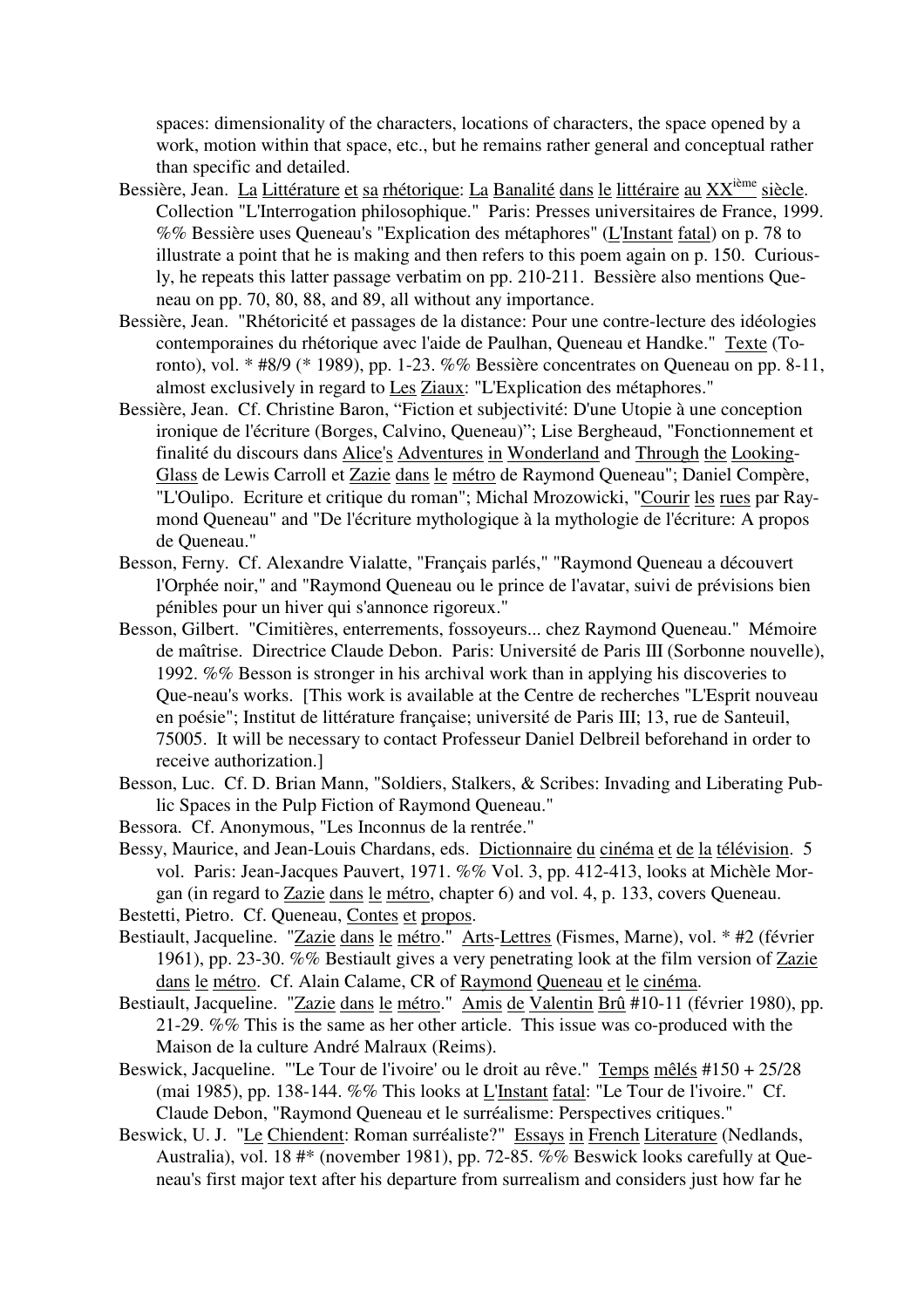spaces: dimensionality of the characters, locations of characters, the space opened by a work, motion within that space, etc., but he remains rather general and conceptual rather than specific and detailed.

Bessière, Jean. La Littérature et sa rhétorique: La Banalité dans le littéraire au XX[ième] siècle. Collection "L'Interrogation philosophique." Paris: Presses universitaires de France, 1999. %% Bessière uses Queneau's "Explication des métaphores" (L'Instant fatal) on p. 78 to illustrate a point that he is making and then refers to this poem again on p. 150. Curiously, he repeats this latter passage verbatim on pp. 210-211. Bessière also mentions Queneau on pp. 70, 80, 88, and 89, all without any importance.

Bessière, Jean. "Rhétoricité et passages de la distance: Pour une contre-lecture des idéologies contemporaines du rhétorique avec l'aide de Paulhan, Queneau et Handke." Texte (Toronto), vol. * #8/9 (* 1989), pp. 1-23. %% Bessière concentrates on Queneau on pp. 8-11, almost exclusively in regard to Les Ziaux: "L'Explication des métaphores."

Bessière, Jean. Cf. Christine Baron, "Fiction et subjectivité: D'une Utopie à une conception ironique de l'écriture (Borges, Calvino, Queneau)"; Lise Bergheaud, "Fonctionnement et finalité du discours dans Alice's Adventures in Wonderland and Through the Looking-Glass de Lewis Carroll et Zazie dans le métro de Raymond Queneau"; Daniel Compère, "L'Oulipo. Ecriture et critique du roman"; Michal Mrozowicki, "Courir les rues par Raymond Queneau" and "De l'écriture mythologique à la mythologie de l'écriture: A propos de Queneau."

Besson, Ferny. Cf. Alexandre Vialatte, "Français parlés," "Raymond Queneau a découvert l'Orphée noir," and "Raymond Queneau ou le prince de l'avatar, suivi de prévisions bien pénibles pour un hiver qui s'annonce rigoureux."

Besson, Gilbert. "Cimitières, enterrements, fossoyeurs... chez Raymond Queneau." Mémoire de maîtrise. Directrice Claude Debon. Paris: Université de Paris III (Sorbonne nouvelle), 1992. %% Besson is stronger in his archival work than in applying his discoveries to Que-neau's works. [This work is available at the Centre de recherches "L'Esprit nouveau en poésie"; Institut de littérature française; université de Paris III; 13, rue de Santeuil, 75005. It will be necessary to contact Professeur Daniel Delbreil beforehand in order to receive authorization.]

Besson, Luc. Cf. D. Brian Mann, "Soldiers, Stalkers, & Scribes: Invading and Liberating Public Spaces in the Pulp Fiction of Raymond Queneau."

Bessora. Cf. Anonymous, "Les Inconnus de la rentrée."

Bessy, Maurice, and Jean-Louis Chardans, eds. Dictionnaire du cinéma et de la télévision. 5 vol. Paris: Jean-Jacques Pauvert, 1971. %% Vol. 3, pp. 412-413, looks at Michèle Morgan (in regard to Zazie dans le métro, chapter 6) and vol. 4, p. 133, covers Queneau.

Bestetti, Pietro. Cf. Queneau, Contes et propos.

Bestiault, Jacqueline. "Zazie dans le métro." Arts-Lettres (Fismes, Marne), vol. * #2 (février 1961), pp. 23-30. %% Bestiault gives a very penetrating look at the film version of Zazie dans le métro. Cf. Alain Calame, CR of Raymond Queneau et le cinéma.

Bestiault, Jacqueline. "Zazie dans le métro." Amis de Valentin Brû #10-11 (février 1980), pp. 21-29. %% This is the same as her other article. This issue was co-produced with the Maison de la culture André Malraux (Reims).

Beswick, Jacqueline. "'Le Tour de l'ivoire' ou le droit au rêve." Temps mêlés #150 + 25/28 (mai 1985), pp. 138-144. %% This looks at L'Instant fatal: "Le Tour de l'ivoire." Cf. Claude Debon, "Raymond Queneau et le surréalisme: Perspectives critiques."

Beswick, U. J. "Le Chiendent: Roman surréaliste?" Essays in French Literature (Nedlands, Australia), vol. 18 #* (november 1981), pp. 72-85. %% Beswick looks carefully at Queneau's first major text after his departure from surrealism and considers just how far he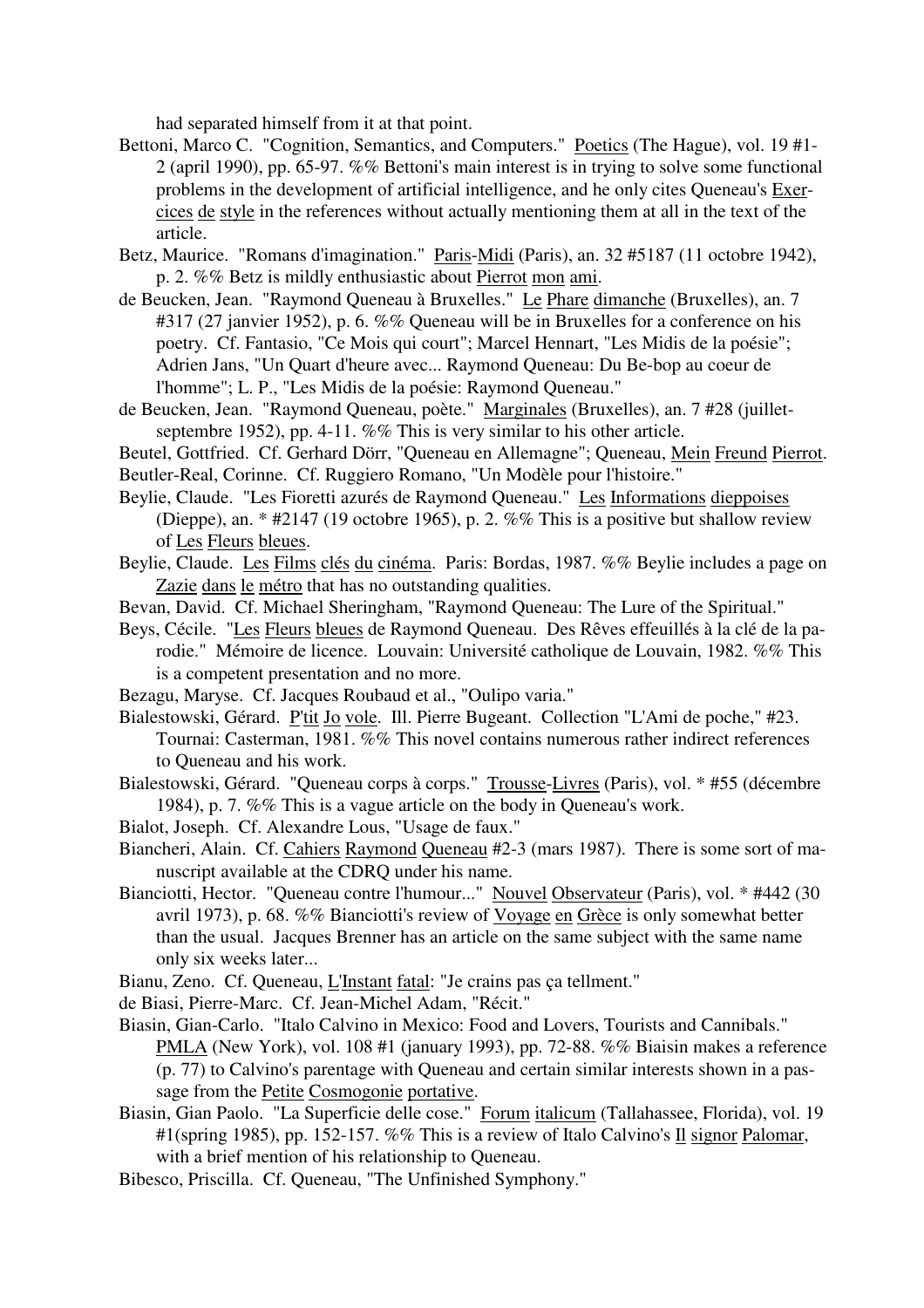had separated himself from it at that point.

Bettoni, Marco C. "Cognition, Semantics, and Computers." Poetics (The Hague), vol. 19 #1-2 (april 1990), pp. 65-97. %% Bettoni's main interest is in trying to solve some functional problems in the development of artificial intelligence, and he only cites Queneau's Exercices de style in the references without actually mentioning them at all in the text of the article.

Betz, Maurice. "Romans d'imagination." Paris-Midi (Paris), an. 32 #5187 (11 octobre 1942), p. 2. %% Betz is mildly enthusiastic about Pierrot mon ami.

de Beucken, Jean. "Raymond Queneau à Bruxelles." Le Phare dimanche (Bruxelles), an. 7 #317 (27 janvier 1952), p. 6. %% Queneau will be in Bruxelles for a conference on his poetry. Cf. Fantasio, "Ce Mois qui court"; Marcel Hennart, "Les Midis de la poésie"; Adrien Jans, "Un Quart d'heure avec... Raymond Queneau: Du Be-bop au coeur de l'homme"; L. P., "Les Midis de la poésie: Raymond Queneau."

de Beucken, Jean. "Raymond Queneau, poète." Marginales (Bruxelles), an. 7 #28 (juillet-septembre 1952), pp. 4-11. %% This is very similar to his other article.

Beutel, Gottfried. Cf. Gerhard Dörr, "Queneau en Allemagne"; Queneau, Mein Freund Pierrot.

Beutler-Real, Corinne. Cf. Ruggiero Romano, "Un Modèle pour l'histoire."

Beylie, Claude. "Les Fioretti azurés de Raymond Queneau." Les Informations dieppoises (Dieppe), an. * #2147 (19 octobre 1965), p. 2. %% This is a positive but shallow review of Les Fleurs bleues.

Beylie, Claude. Les Films clés du cinéma. Paris: Bordas, 1987. %% Beylie includes a page on Zazie dans le métro that has no outstanding qualities.

Bevan, David. Cf. Michael Sheringham, "Raymond Queneau: The Lure of the Spiritual."

Beys, Cécile. "Les Fleurs bleues de Raymond Queneau. Des Rêves effeuillés à la clé de la parodie." Mémoire de licence. Louvain: Université catholique de Louvain, 1982. %% This is a competent presentation and no more.

Bezagu, Maryse. Cf. Jacques Roubaud et al., "Oulipo varia."

Bialestowski, Gérard. P'tit Jo vole. Ill. Pierre Bugeant. Collection "L'Ami de poche," #23. Tournai: Casterman, 1981. %% This novel contains numerous rather indirect references to Queneau and his work.

Bialestowski, Gérard. "Queneau corps à corps." Trousse-Livres (Paris), vol. * #55 (décembre 1984), p. 7. %% This is a vague article on the body in Queneau's work.

Bialot, Joseph. Cf. Alexandre Lous, "Usage de faux."

Biancheri, Alain. Cf. Cahiers Raymond Queneau #2-3 (mars 1987). There is some sort of manuscript available at the CDRQ under his name.

Bianciotti, Hector. "Queneau contre l'humour..." Nouvel Observateur (Paris), vol. * #442 (30 avril 1973), p. 68. %% Bianciotti's review of Voyage en Grèce is only somewhat better than the usual. Jacques Brenner has an article on the same subject with the same name only six weeks later...

Bianu, Zeno. Cf. Queneau, L'Instant fatal: "Je crains pas ça tellment."

de Biasi, Pierre-Marc. Cf. Jean-Michel Adam, "Récit."

Biasin, Gian-Carlo. "Italo Calvino in Mexico: Food and Lovers, Tourists and Cannibals." PMLA (New York), vol. 108 #1 (january 1993), pp. 72-88. %% Biaisin makes a reference (p. 77) to Calvino's parentage with Queneau and certain similar interests shown in a passage from the Petite Cosmogonie portative.

Biasin, Gian Paolo. "La Superficie delle cose." Forum italicum (Tallahassee, Florida), vol. 19 #1(spring 1985), pp. 152-157. %% This is a review of Italo Calvino's Il signor Palomar, with a brief mention of his relationship to Queneau.

Bibesco, Priscilla. Cf. Queneau, "The Unfinished Symphony."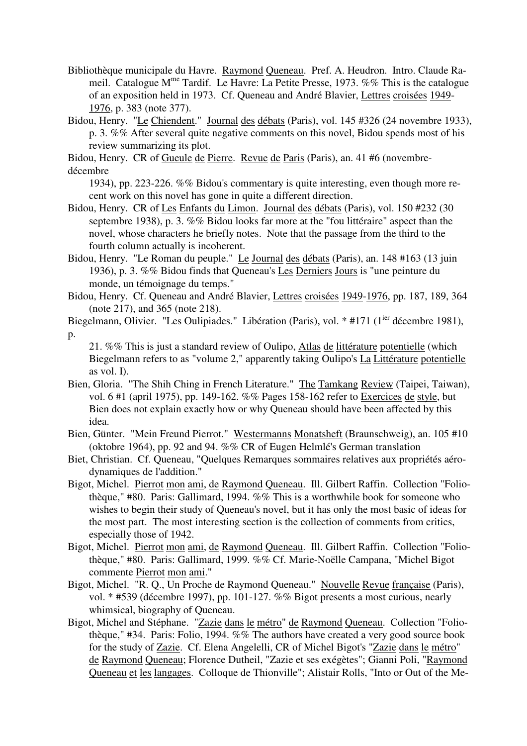Bibliothèque municipale du Havre. Raymond Queneau. Pref. A. Heudron. Intro. Claude Rameil. Catalogue M[me] Tardif. Le Havre: La Petite Presse, 1973. %% This is the catalogue of an exposition held in 1973. Cf. Queneau and André Blavier, Lettres croisées 1949-1976, p. 383 (note 377).

Bidou, Henry. "Le Chiendent." Journal des débats (Paris), vol. 145 #326 (24 novembre 1933), p. 3. %% After several quite negative comments on this novel, Bidou spends most of his review summarizing its plot.

Bidou, Henry. CR of Gueule de Pierre. Revue de Paris (Paris), an. 41 #6 (novembre-décembre 1934), pp. 223-226. %% Bidou's commentary is quite interesting, even though more recent work on this novel has gone in quite a different direction.

Bidou, Henry. CR of Les Enfants du Limon. Journal des débats (Paris), vol. 150 #232 (30 septembre 1938), p. 3. %% Bidou looks far more at the "fou littéraire" aspect than the novel, whose characters he briefly notes. Note that the passage from the third to the fourth column actually is incoherent.

Bidou, Henry. "Le Roman du peuple." Le Journal des débats (Paris), an. 148 #163 (13 juin 1936), p. 3. %% Bidou finds that Queneau's Les Derniers Jours is "une peinture du monde, un témoignage du temps."

Bidou, Henry. Cf. Queneau and André Blavier, Lettres croisées 1949-1976, pp. 187, 189, 364 (note 217), and 365 (note 218).

Biegelmann, Olivier. "Les Oulipiades." Libération (Paris), vol. * #171 (1[ier] décembre 1981), p. 21. %% This is just a standard review of Oulipo, Atlas de littérature potentielle (which Biegelmann refers to as "volume 2," apparently taking Oulipo's La Littérature potentielle as vol. I).

Bien, Gloria. "The Shih Ching in French Literature." The Tamkang Review (Taipei, Taiwan), vol. 6 #1 (april 1975), pp. 149-162. %% Pages 158-162 refer to Exercices de style, but Bien does not explain exactly how or why Queneau should have been affected by this idea.

Bien, Günter. "Mein Freund Pierrot." Westermanns Monatsheft (Braunschweig), an. 105 #10 (oktobre 1964), pp. 92 and 94. %% CR of Eugen Helmlé's German translation

Biet, Christian. Cf. Queneau, "Quelques Remarques sommaires relatives aux propriétés aérodynamiques de l'addition."

Bigot, Michel. Pierrot mon ami, de Raymond Queneau. Ill. Gilbert Raffin. Collection "Foliothèque," #80. Paris: Gallimard, 1994. %% This is a worthwhile book for someone who wishes to begin their study of Queneau's novel, but it has only the most basic of ideas for the most part. The most interesting section is the collection of comments from critics, especially those of 1942.

Bigot, Michel. Pierrot mon ami, de Raymond Queneau. Ill. Gilbert Raffin. Collection "Foliothèque," #80. Paris: Gallimard, 1999. %% Cf. Marie-Noëlle Campana, "Michel Bigot commente Pierrot mon ami."

Bigot, Michel. "R. Q., Un Proche de Raymond Queneau." Nouvelle Revue française (Paris), vol. * #539 (décembre 1997), pp. 101-127. %% Bigot presents a most curious, nearly whimsical, biography of Queneau.

Bigot, Michel and Stéphane. "Zazie dans le métro" de Raymond Queneau. Collection "Foliothèque," #34. Paris: Folio, 1994. %% The authors have created a very good source book for the study of Zazie. Cf. Elena Angelelli, CR of Michel Bigot's "Zazie dans le métro" de Raymond Queneau; Florence Dutheil, "Zazie et ses exégètes"; Gianni Poli, "Raymond Queneau et les langages. Colloque de Thionville"; Alistair Rolls, "Into or Out of the Me-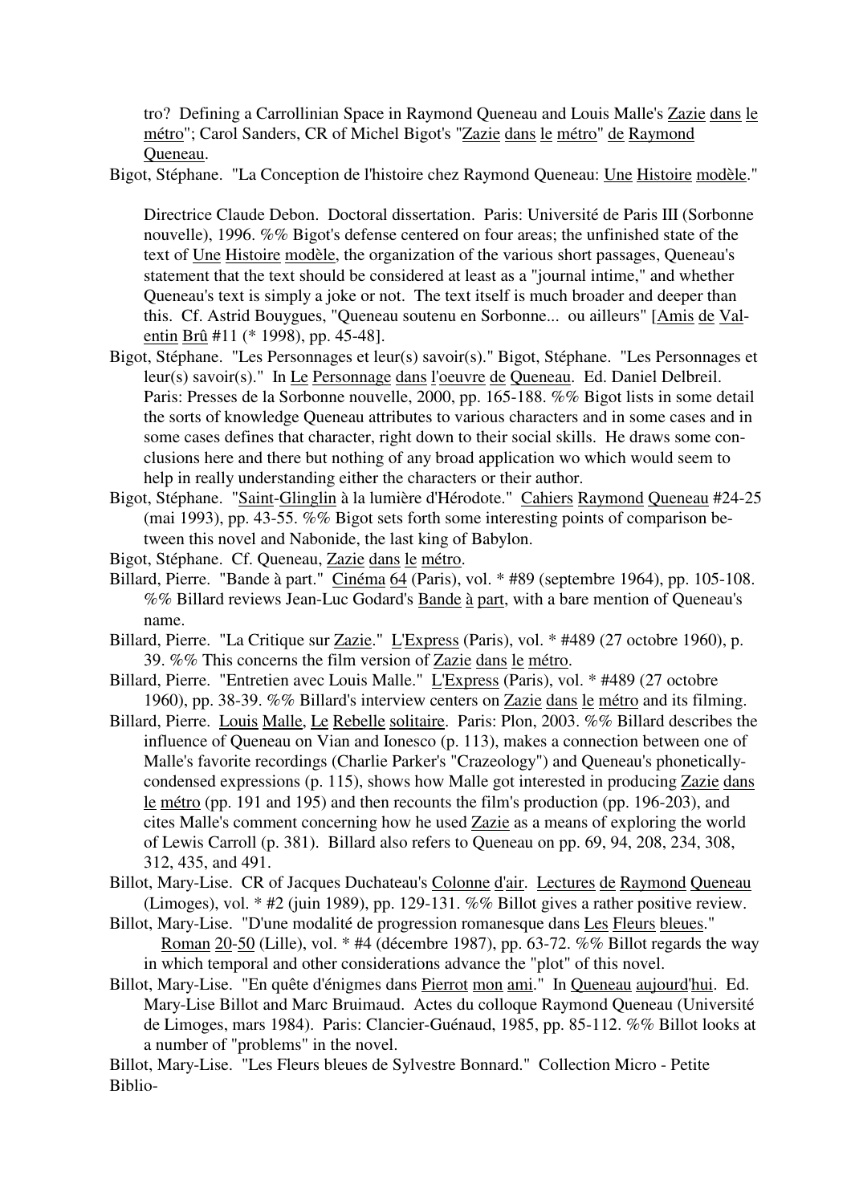tro? Defining a Carrollinian Space in Raymond Queneau and Louis Malle's Zazie dans le métro"; Carol Sanders, CR of Michel Bigot's "Zazie dans le métro" de Raymond Queneau.

Bigot, Stéphane. "La Conception de l'histoire chez Raymond Queneau: Une Histoire modèle."

Directrice Claude Debon. Doctoral dissertation. Paris: Université de Paris III (Sorbonne nouvelle), 1996. %% Bigot's defense centered on four areas; the unfinished state of the text of Une Histoire modèle, the organization of the various short passages, Queneau's statement that the text should be considered at least as a "journal intime," and whether Queneau's text is simply a joke or not. The text itself is much broader and deeper than this. Cf. Astrid Bouygues, "Queneau soutenu en Sorbonne... ou ailleurs" [Amis de Valentin Brû #11 (* 1998), pp. 45-48].

Bigot, Stéphane. "Les Personnages et leur(s) savoir(s)." Bigot, Stéphane. "Les Personnages et leur(s) savoir(s)." In Le Personnage dans l'oeuvre de Queneau. Ed. Daniel Delbreil. Paris: Presses de la Sorbonne nouvelle, 2000, pp. 165-188. %% Bigot lists in some detail the sorts of knowledge Queneau attributes to various characters and in some cases and in some cases defines that character, right down to their social skills. He draws some conclusions here and there but nothing of any broad application wo which would seem to help in really understanding either the characters or their author.

Bigot, Stéphane. "Saint-Glinglin à la lumière d'Hérodote." Cahiers Raymond Queneau #24-25 (mai 1993), pp. 43-55. %% Bigot sets forth some interesting points of comparison between this novel and Nabonide, the last king of Babylon.

Bigot, Stéphane. Cf. Queneau, Zazie dans le métro.

Billard, Pierre. "Bande à part." Cinéma 64 (Paris), vol. * #89 (septembre 1964), pp. 105-108. %% Billard reviews Jean-Luc Godard's Bande à part, with a bare mention of Queneau's name.

Billard, Pierre. "La Critique sur Zazie." L'Express (Paris), vol. * #489 (27 octobre 1960), p. 39. %% This concerns the film version of Zazie dans le métro.

Billard, Pierre. "Entretien avec Louis Malle." L'Express (Paris), vol. * #489 (27 octobre 1960), pp. 38-39. %% Billard's interview centers on Zazie dans le métro and its filming.

Billard, Pierre. Louis Malle, Le Rebelle solitaire. Paris: Plon, 2003. %% Billard describes the influence of Queneau on Vian and Ionesco (p. 113), makes a connection between one of Malle's favorite recordings (Charlie Parker's "Crazeology") and Queneau's phonetically-condensed expressions (p. 115), shows how Malle got interested in producing Zazie dans le métro (pp. 191 and 195) and then recounts the film's production (pp. 196-203), and cites Malle's comment concerning how he used Zazie as a means of exploring the world of Lewis Carroll (p. 381). Billard also refers to Queneau on pp. 69, 94, 208, 234, 308, 312, 435, and 491.

Billot, Mary-Lise. CR of Jacques Duchateau's Colonne d'air. Lectures de Raymond Queneau (Limoges), vol. * #2 (juin 1989), pp. 129-131. %% Billot gives a rather positive review.

Billot, Mary-Lise. "D'une modalité de progression romanesque dans Les Fleurs bleues." Roman 20-50 (Lille), vol. * #4 (décembre 1987), pp. 63-72. %% Billot regards the way in which temporal and other considerations advance the "plot" of this novel.

Billot, Mary-Lise. "En quête d'énigmes dans Pierrot mon ami." In Queneau aujourd'hui. Ed. Mary-Lise Billot and Marc Bruimaud. Actes du colloque Raymond Queneau (Université de Limoges, mars 1984). Paris: Clancier-Guénaud, 1985, pp. 85-112. %% Billot looks at a number of "problems" in the novel.

Billot, Mary-Lise. "Les Fleurs bleues de Sylvestre Bonnard." Collection Micro - Petite Biblio-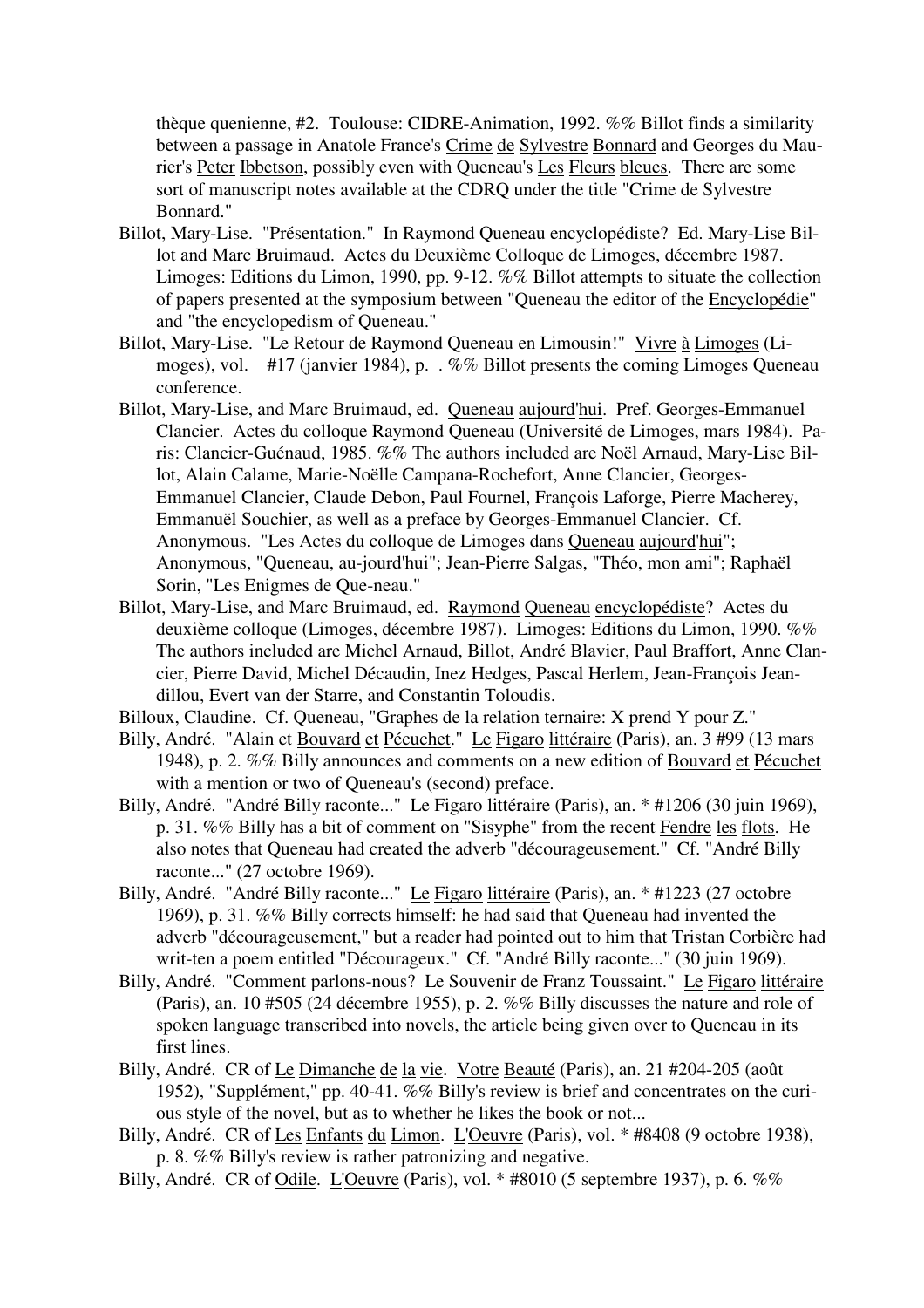thèque quenienne, #2. Toulouse: CIDRE-Animation, 1992. %% Billot finds a similarity between a passage in Anatole France's Crime de Sylvestre Bonnard and Georges du Maurier's Peter Ibbetson, possibly even with Queneau's Les Fleurs bleues. There are some sort of manuscript notes available at the CDRQ under the title "Crime de Sylvestre Bonnard."

Billot, Mary-Lise. "Présentation." In Raymond Queneau encyclopédiste? Ed. Mary-Lise Billot and Marc Bruimaud. Actes du Deuxième Colloque de Limoges, décembre 1987. Limoges: Editions du Limon, 1990, pp. 9-12. %% Billot attempts to situate the collection of papers presented at the symposium between "Queneau the editor of the Encyclopédie" and "the encyclopedism of Queneau."

Billot, Mary-Lise. "Le Retour de Raymond Queneau en Limousin!" Vivre à Limoges (Limoges), vol. #17 (janvier 1984), p. . %% Billot presents the coming Limoges Queneau conference.

Billot, Mary-Lise, and Marc Bruimaud, ed. Queneau aujourd'hui. Pref. Georges-Emmanuel Clancier. Actes du colloque Raymond Queneau (Université de Limoges, mars 1984). Paris: Clancier-Guénaud, 1985. %% The authors included are Noël Arnaud, Mary-Lise Billot, Alain Calame, Marie-Noëlle Campana-Rochefort, Anne Clancier, Georges-Emmanuel Clancier, Claude Debon, Paul Fournel, François Laforge, Pierre Macherey, Emmanuël Souchier, as well as a preface by Georges-Emmanuel Clancier. Cf. Anonymous. "Les Actes du colloque de Limoges dans Queneau aujourd'hui"; Anonymous, "Queneau, au-jourd'hui"; Jean-Pierre Salgas, "Théo, mon ami"; Raphaël Sorin, "Les Enigmes de Que-neau."

Billot, Mary-Lise, and Marc Bruimaud, ed. Raymond Queneau encyclopédiste? Actes du deuxième colloque (Limoges, décembre 1987). Limoges: Editions du Limon, 1990. %% The authors included are Michel Arnaud, Billot, André Blavier, Paul Braffort, Anne Clancier, Pierre David, Michel Décaudin, Inez Hedges, Pascal Herlem, Jean-François Jeandillou, Evert van der Starre, and Constantin Toloudis.

Billoux, Claudine. Cf. Queneau, "Graphes de la relation ternaire: X prend Y pour Z."

Billy, André. "Alain et Bouvard et Pécuchet." Le Figaro littéraire (Paris), an. 3 #99 (13 mars 1948), p. 2. %% Billy announces and comments on a new edition of Bouvard et Pécuchet with a mention or two of Queneau's (second) preface.

Billy, André. "André Billy raconte..." Le Figaro littéraire (Paris), an. * #1206 (30 juin 1969), p. 31. %% Billy has a bit of comment on "Sisyphe" from the recent Fendre les flots. He also notes that Queneau had created the adverb "décourageusement." Cf. "André Billy raconte..." (27 octobre 1969).

Billy, André. "André Billy raconte..." Le Figaro littéraire (Paris), an. * #1223 (27 octobre 1969), p. 31. %% Billy corrects himself: he had said that Queneau had invented the adverb "décourageusement," but a reader had pointed out to him that Tristan Corbière had writ-ten a poem entitled "Décourageux." Cf. "André Billy raconte..." (30 juin 1969).

Billy, André. "Comment parlons-nous? Le Souvenir de Franz Toussaint." Le Figaro littéraire (Paris), an. 10 #505 (24 décembre 1955), p. 2. %% Billy discusses the nature and role of spoken language transcribed into novels, the article being given over to Queneau in its first lines.

Billy, André. CR of Le Dimanche de la vie. Votre Beauté (Paris), an. 21 #204-205 (août 1952), "Supplément," pp. 40-41. %% Billy's review is brief and concentrates on the curious style of the novel, but as to whether he likes the book or not...

Billy, André. CR of Les Enfants du Limon. L'Oeuvre (Paris), vol. * #8408 (9 octobre 1938), p. 8. %% Billy's review is rather patronizing and negative.

Billy, André. CR of Odile. L'Oeuvre (Paris), vol. * #8010 (5 septembre 1937), p. 6. %%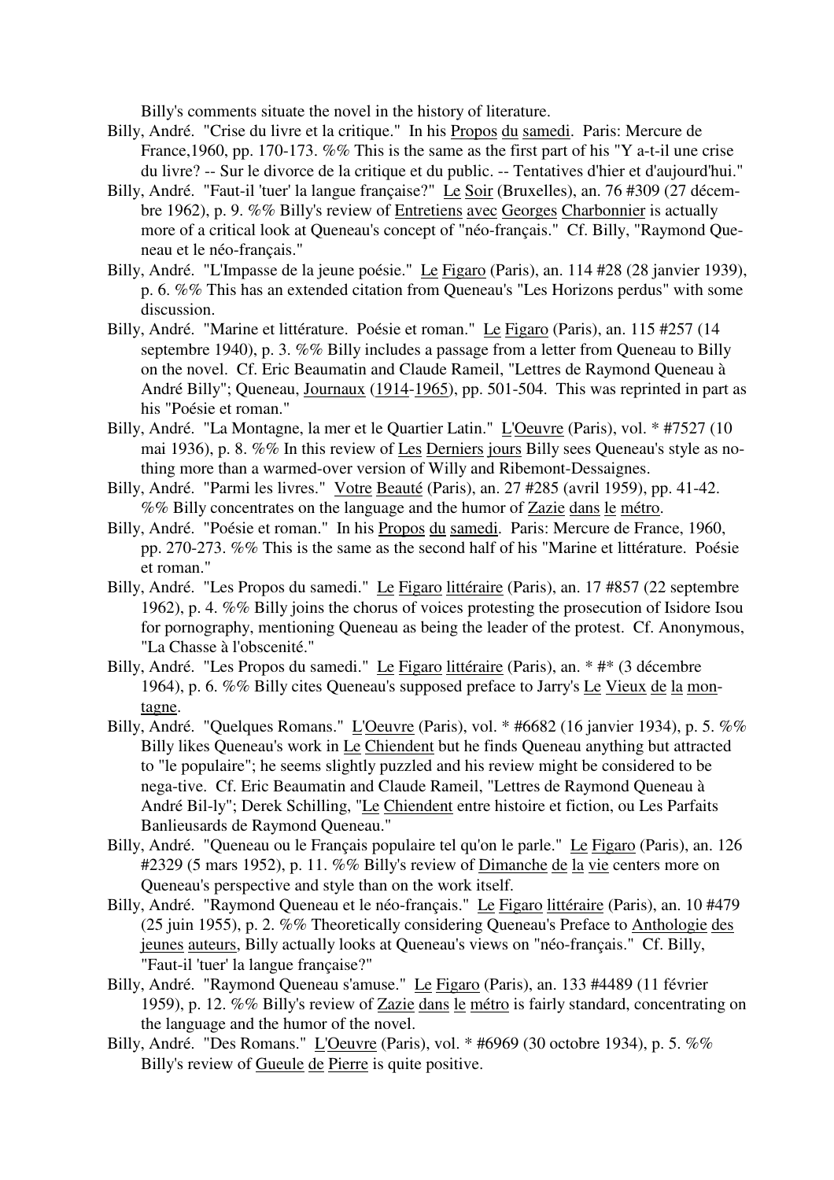Billy's comments situate the novel in the history of literature.

Billy, André. "Crise du livre et la critique." In his Propos du samedi. Paris: Mercure de France,1960, pp. 170-173. %% This is the same as the first part of his "Y a-t-il une crise du livre? -- Sur le divorce de la critique et du public. -- Tentatives d'hier et d'aujourd'hui."

Billy, André. "Faut-il 'tuer' la langue française?" Le Soir (Bruxelles), an. 76 #309 (27 décembre 1962), p. 9. %% Billy's review of Entretiens avec Georges Charbonnier is actually more of a critical look at Queneau's concept of "néo-français." Cf. Billy, "Raymond Queneau et le néo-français."

Billy, André. "L'Impasse de la jeune poésie." Le Figaro (Paris), an. 114 #28 (28 janvier 1939), p. 6. %% This has an extended citation from Queneau's "Les Horizons perdus" with some discussion.

Billy, André. "Marine et littérature. Poésie et roman." Le Figaro (Paris), an. 115 #257 (14 septembre 1940), p. 3. %% Billy includes a passage from a letter from Queneau to Billy on the novel. Cf. Eric Beaumatin and Claude Rameil, "Lettres de Raymond Queneau à André Billy"; Queneau, Journaux (1914-1965), pp. 501-504. This was reprinted in part as his "Poésie et roman."

Billy, André. "La Montagne, la mer et le Quartier Latin." L'Oeuvre (Paris), vol. * #7527 (10 mai 1936), p. 8. %% In this review of Les Derniers jours Billy sees Queneau's style as nothing more than a warmed-over version of Willy and Ribemont-Dessaignes.

Billy, André. "Parmi les livres." Votre Beauté (Paris), an. 27 #285 (avril 1959), pp. 41-42. %% Billy concentrates on the language and the humor of Zazie dans le métro.

Billy, André. "Poésie et roman." In his Propos du samedi. Paris: Mercure de France, 1960, pp. 270-273. %% This is the same as the second half of his "Marine et littérature. Poésie et roman."

Billy, André. "Les Propos du samedi." Le Figaro littéraire (Paris), an. 17 #857 (22 septembre 1962), p. 4. %% Billy joins the chorus of voices protesting the prosecution of Isidore Isou for pornography, mentioning Queneau as being the leader of the protest. Cf. Anonymous, "La Chasse à l'obscenité."

Billy, André. "Les Propos du samedi." Le Figaro littéraire (Paris), an. * #* (3 décembre 1964), p. 6. %% Billy cites Queneau's supposed preface to Jarry's Le Vieux de la montagne.

Billy, André. "Quelques Romans." L'Oeuvre (Paris), vol. * #6682 (16 janvier 1934), p. 5. %% Billy likes Queneau's work in Le Chiendent but he finds Queneau anything but attracted to "le populaire"; he seems slightly puzzled and his review might be considered to be nega-tive. Cf. Eric Beaumatin and Claude Rameil, "Lettres de Raymond Queneau à André Bil-ly"; Derek Schilling, "Le Chiendent entre histoire et fiction, ou Les Parfaits Banlieusards de Raymond Queneau."

Billy, André. "Queneau ou le Français populaire tel qu'on le parle." Le Figaro (Paris), an. 126 #2329 (5 mars 1952), p. 11. %% Billy's review of Dimanche de la vie centers more on Queneau's perspective and style than on the work itself.

Billy, André. "Raymond Queneau et le néo-français." Le Figaro littéraire (Paris), an. 10 #479 (25 juin 1955), p. 2. %% Theoretically considering Queneau's Preface to Anthologie des jeunes auteurs, Billy actually looks at Queneau's views on "néo-français." Cf. Billy, "Faut-il 'tuer' la langue française?"

Billy, André. "Raymond Queneau s'amuse." Le Figaro (Paris), an. 133 #4489 (11 février 1959), p. 12. %% Billy's review of Zazie dans le métro is fairly standard, concentrating on the language and the humor of the novel.

Billy, André. "Des Romans." L'Oeuvre (Paris), vol. * #6969 (30 octobre 1934), p. 5. %% Billy's review of Gueule de Pierre is quite positive.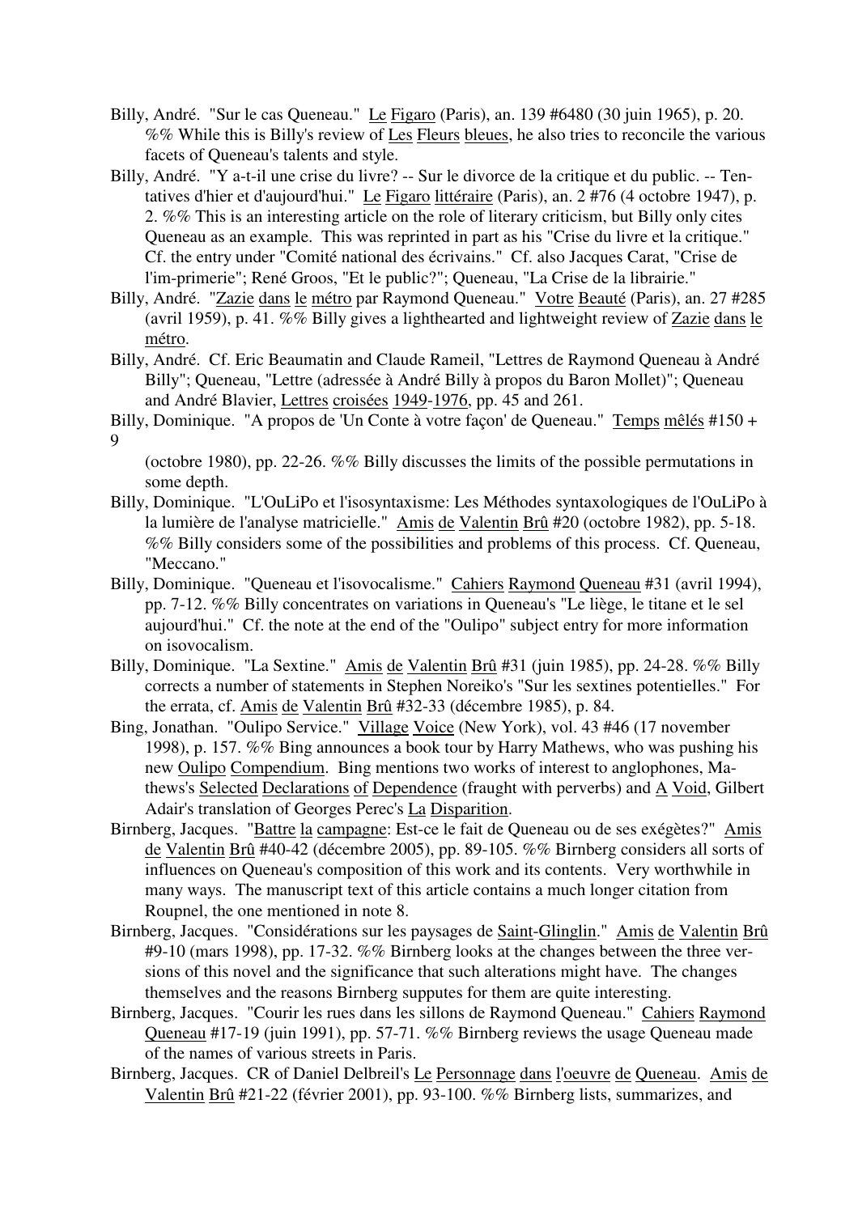Billy, André. "Sur le cas Queneau." Le Figaro (Paris), an. 139 #6480 (30 juin 1965), p. 20. %% While this is Billy's review of Les Fleurs bleues, he also tries to reconcile the various facets of Queneau's talents and style.

Billy, André. "Y a-t-il une crise du livre? -- Sur le divorce de la critique et du public. -- Tentatives d'hier et d'aujourd'hui." Le Figaro littéraire (Paris), an. 2 #76 (4 octobre 1947), p. 2. %% This is an interesting article on the role of literary criticism, but Billy only cites Queneau as an example. This was reprinted in part as his "Crise du livre et la critique." Cf. the entry under "Comité national des écrivains." Cf. also Jacques Carat, "Crise de l'im-primerie"; René Groos, "Et le public?"; Queneau, "La Crise de la librairie."

Billy, André. "Zazie dans le métro par Raymond Queneau." Votre Beauté (Paris), an. 27 #285 (avril 1959), p. 41. %% Billy gives a lighthearted and lightweight review of Zazie dans le métro.

Billy, André. Cf. Eric Beaumatin and Claude Rameil, "Lettres de Raymond Queneau à André Billy"; Queneau, "Lettre (adressée à André Billy à propos du Baron Mollet)"; Queneau and André Blavier, Lettres croisées 1949-1976, pp. 45 and 261.

Billy, Dominique. "A propos de 'Un Conte à votre façon' de Queneau." Temps mêlés #150 + 9 (octobre 1980), pp. 22-26. %% Billy discusses the limits of the possible permutations in some depth.

Billy, Dominique. "L'OuLiPo et l'isosyntaxisme: Les Méthodes syntaxologiques de l'OuLiPo à la lumière de l'analyse matricielle." Amis de Valentin Brû #20 (octobre 1982), pp. 5-18. %% Billy considers some of the possibilities and problems of this process. Cf. Queneau, "Meccano."

Billy, Dominique. "Queneau et l'isovocalisme." Cahiers Raymond Queneau #31 (avril 1994), pp. 7-12. %% Billy concentrates on variations in Queneau's "Le liège, le titane et le sel aujourd'hui." Cf. the note at the end of the "Oulipo" subject entry for more information on isovocalism.

Billy, Dominique. "La Sextine." Amis de Valentin Brû #31 (juin 1985), pp. 24-28. %% Billy corrects a number of statements in Stephen Noreiko's "Sur les sextines potentielles." For the errata, cf. Amis de Valentin Brû #32-33 (décembre 1985), p. 84.

Bing, Jonathan. "Oulipo Service." Village Voice (New York), vol. 43 #46 (17 november 1998), p. 157. %% Bing announces a book tour by Harry Mathews, who was pushing his new Oulipo Compendium. Bing mentions two works of interest to anglophones, Mathews's Selected Declarations of Dependence (fraught with perverbs) and A Void, Gilbert Adair's translation of Georges Perec's La Disparition.

Birnberg, Jacques. "Battre la campagne: Est-ce le fait de Queneau ou de ses exégètes?" Amis de Valentin Brû #40-42 (décembre 2005), pp. 89-105. %% Birnberg considers all sorts of influences on Queneau's composition of this work and its contents. Very worthwhile in many ways. The manuscript text of this article contains a much longer citation from Roupnel, the one mentioned in note 8.

Birnberg, Jacques. "Considérations sur les paysages de Saint-Glinglin." Amis de Valentin Brû #9-10 (mars 1998), pp. 17-32. %% Birnberg looks at the changes between the three versions of this novel and the significance that such alterations might have. The changes themselves and the reasons Birnberg supputes for them are quite interesting.

Birnberg, Jacques. "Courir les rues dans les sillons de Raymond Queneau." Cahiers Raymond Queneau #17-19 (juin 1991), pp. 57-71. %% Birnberg reviews the usage Queneau made of the names of various streets in Paris.

Birnberg, Jacques. CR of Daniel Delbreil's Le Personnage dans l'oeuvre de Queneau. Amis de Valentin Brû #21-22 (février 2001), pp. 93-100. %% Birnberg lists, summarizes, and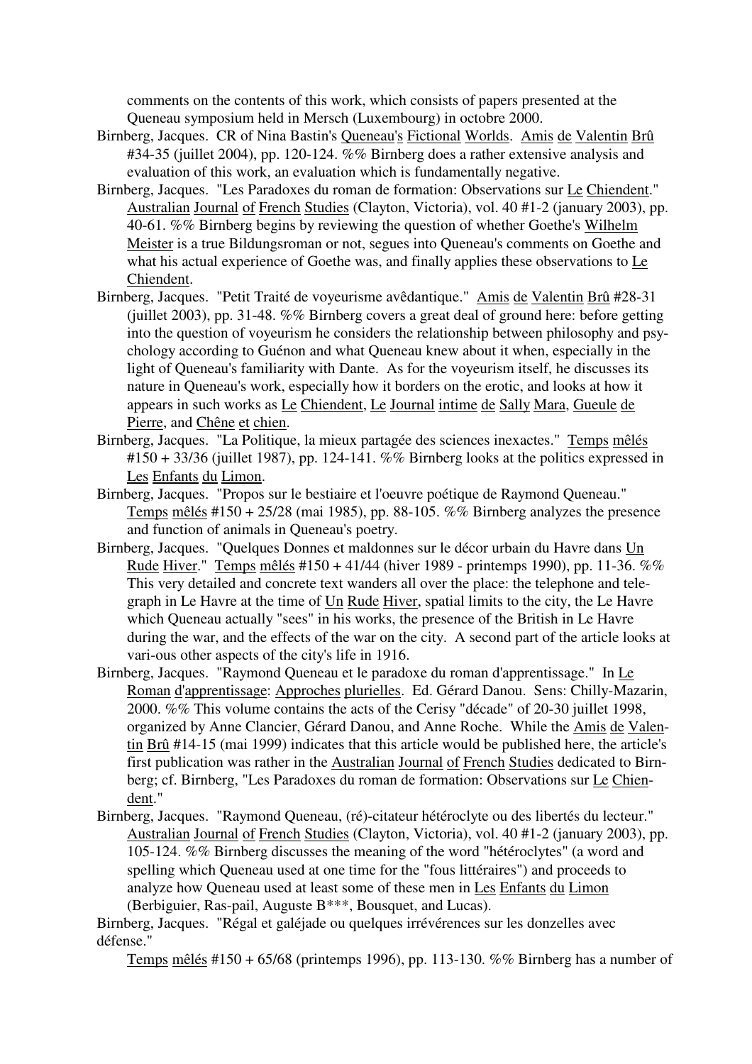comments on the contents of this work, which consists of papers presented at the Queneau symposium held in Mersch (Luxembourg) in octobre 2000.

Birnberg, Jacques. CR of Nina Bastin's Queneau's Fictional Worlds. Amis de Valentin Brû #34-35 (juillet 2004), pp. 120-124. %% Birnberg does a rather extensive analysis and evaluation of this work, an evaluation which is fundamentally negative.

Birnberg, Jacques. "Les Paradoxes du roman de formation: Observations sur Le Chiendent." Australian Journal of French Studies (Clayton, Victoria), vol. 40 #1-2 (january 2003), pp. 40-61. %% Birnberg begins by reviewing the question of whether Goethe's Wilhelm Meister is a true Bildungsroman or not, segues into Queneau's comments on Goethe and what his actual experience of Goethe was, and finally applies these observations to Le Chiendent.

Birnberg, Jacques. "Petit Traité de voyeurisme avêdantique." Amis de Valentin Brû #28-31 (juillet 2003), pp. 31-48. %% Birnberg covers a great deal of ground here: before getting into the question of voyeurism he considers the relationship between philosophy and psychology according to Guénon and what Queneau knew about it when, especially in the light of Queneau's familiarity with Dante. As for the voyeurism itself, he discusses its nature in Queneau's work, especially how it borders on the erotic, and looks at how it appears in such works as Le Chiendent, Le Journal intime de Sally Mara, Gueule de Pierre, and Chêne et chien.

Birnberg, Jacques. "La Politique, la mieux partagée des sciences inexactes." Temps mêlés #150 + 33/36 (juillet 1987), pp. 124-141. %% Birnberg looks at the politics expressed in Les Enfants du Limon.

Birnberg, Jacques. "Propos sur le bestiaire et l'oeuvre poétique de Raymond Queneau." Temps mêlés #150 + 25/28 (mai 1985), pp. 88-105. %% Birnberg analyzes the presence and function of animals in Queneau's poetry.

Birnberg, Jacques. "Quelques Donnes et maldonnes sur le décor urbain du Havre dans Un Rude Hiver." Temps mêlés #150 + 41/44 (hiver 1989 - printemps 1990), pp. 11-36. %% This very detailed and concrete text wanders all over the place: the telephone and telegraph in Le Havre at the time of Un Rude Hiver, spatial limits to the city, the Le Havre which Queneau actually "sees" in his works, the presence of the British in Le Havre during the war, and the effects of the war on the city. A second part of the article looks at vari-ous other aspects of the city's life in 1916.

Birnberg, Jacques. "Raymond Queneau et le paradoxe du roman d'apprentissage." In Le Roman d'apprentissage: Approches plurielles. Ed. Gérard Danou. Sens: Chilly-Mazarin, 2000. %% This volume contains the acts of the Cerisy "décade" of 20-30 juillet 1998, organized by Anne Clancier, Gérard Danou, and Anne Roche. While the Amis de Valentin Brû #14-15 (mai 1999) indicates that this article would be published here, the article's first publication was rather in the Australian Journal of French Studies dedicated to Birnberg; cf. Birnberg, "Les Paradoxes du roman de formation: Observations sur Le Chiendent."

Birnberg, Jacques. "Raymond Queneau, (ré)-citateur hétéroclyte ou des libertés du lecteur." Australian Journal of French Studies (Clayton, Victoria), vol. 40 #1-2 (january 2003), pp. 105-124. %% Birnberg discusses the meaning of the word "hétéroclytes" (a word and spelling which Queneau used at one time for the "fous littéraires") and proceeds to analyze how Queneau used at least some of these men in Les Enfants du Limon (Berbiguier, Ras-pail, Auguste B***, Bousquet, and Lucas).

Birnberg, Jacques. "Régal et galéjade ou quelques irrévérences sur les donzelles avec défense."

Temps mêlés #150 + 65/68 (printemps 1996), pp. 113-130. %% Birnberg has a number of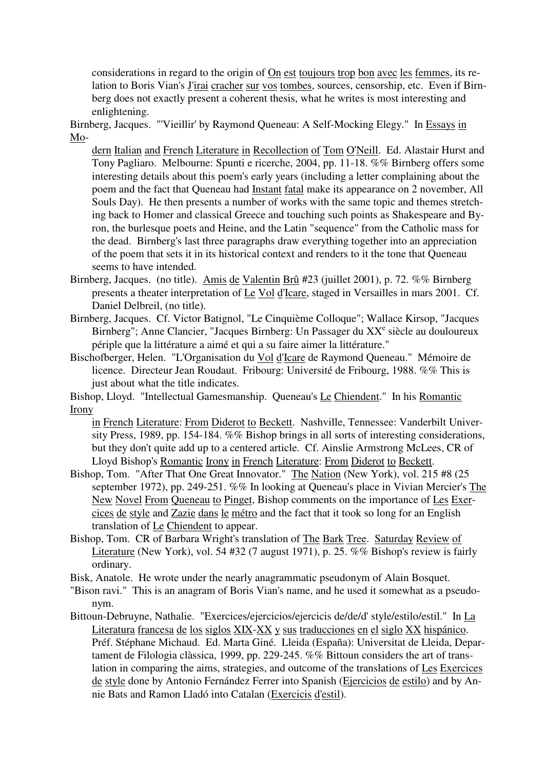considerations in regard to the origin of On est toujours trop bon avec les femmes, its relation to Boris Vian's J'irai cracher sur vos tombes, sources, censorship, etc. Even if Birnberg does not exactly present a coherent thesis, what he writes is most interesting and enlightening.

Birnberg, Jacques. "'Vieillir' by Raymond Queneau: A Self-Mocking Elegy." In Essays in Modern Italian and French Literature in Recollection of Tom O'Neill. Ed. Alastair Hurst and Tony Pagliaro. Melbourne: Spunti e ricerche, 2004, pp. 11-18. %% Birnberg offers some interesting details about this poem's early years (including a letter complaining about the poem and the fact that Queneau had Instant fatal make its appearance on 2 november, All Souls Day). He then presents a number of works with the same topic and themes stretching back to Homer and classical Greece and touching such points as Shakespeare and Byron, the burlesque poets and Heine, and the Latin "sequence" from the Catholic mass for the dead. Birnberg's last three paragraphs draw everything together into an appreciation of the poem that sets it in its historical context and renders to it the tone that Queneau seems to have intended.

Birnberg, Jacques. (no title). Amis de Valentin Brû #23 (juillet 2001), p. 72. %% Birnberg presents a theater interpretation of Le Vol d'Icare, staged in Versailles in mars 2001. Cf. Daniel Delbreil, (no title).

Birnberg, Jacques. Cf. Victor Batignol, "Le Cinquième Colloque"; Wallace Kirsop, "Jacques Birnberg"; Anne Clancier, "Jacques Birnberg: Un Passager du XX^e siècle au douloureux périple que la littérature a aimé et qui a su faire aimer la littérature."

Bischofberger, Helen. "L'Organisation du Vol d'Icare de Raymond Queneau." Mémoire de licence. Directeur Jean Roudaut. Fribourg: Université de Fribourg, 1988. %% This is just about what the title indicates.

Bishop, Lloyd. "Intellectual Gamesmanship. Queneau's Le Chiendent." In his Romantic Irony in French Literature: From Diderot to Beckett. Nashville, Tennessee: Vanderbilt University Press, 1989, pp. 154-184. %% Bishop brings in all sorts of interesting considerations, but they don't quite add up to a centered article. Cf. Ainslie Armstrong McLees, CR of Lloyd Bishop's Romantic Irony in French Literature: From Diderot to Beckett.

Bishop, Tom. "After That One Great Innovator." The Nation (New York), vol. 215 #8 (25 september 1972), pp. 249-251. %% In looking at Queneau's place in Vivian Mercier's The New Novel From Queneau to Pinget, Bishop comments on the importance of Les Exercices de style and Zazie dans le métro and the fact that it took so long for an English translation of Le Chiendent to appear.

Bishop, Tom. CR of Barbara Wright's translation of The Bark Tree. Saturday Review of Literature (New York), vol. 54 #32 (7 august 1971), p. 25. %% Bishop's review is fairly ordinary.

Bisk, Anatole. He wrote under the nearly anagrammatic pseudonym of Alain Bosquet.

"Bison ravi." This is an anagram of Boris Vian's name, and he used it somewhat as a pseudonym.

Bittoun-Debruyne, Nathalie. "Exercices/ejercicios/ejercicis de/de/d' style/estilo/estil." In La Literatura francesa de los siglos XIX-XX y sus traducciones en el siglo XX hispánico. Préf. Stéphane Michaud. Ed. Marta Giné. Lleida (España): Universitat de Lleida, Departament de Filologia clàssica, 1999, pp. 229-245. %% Bittoun considers the art of translation in comparing the aims, strategies, and outcome of the translations of Les Exercices de style done by Antonio Fernández Ferrer into Spanish (Ejercicios de estilo) and by Annie Bats and Ramon Lladó into Catalan (Exercicis d'estil).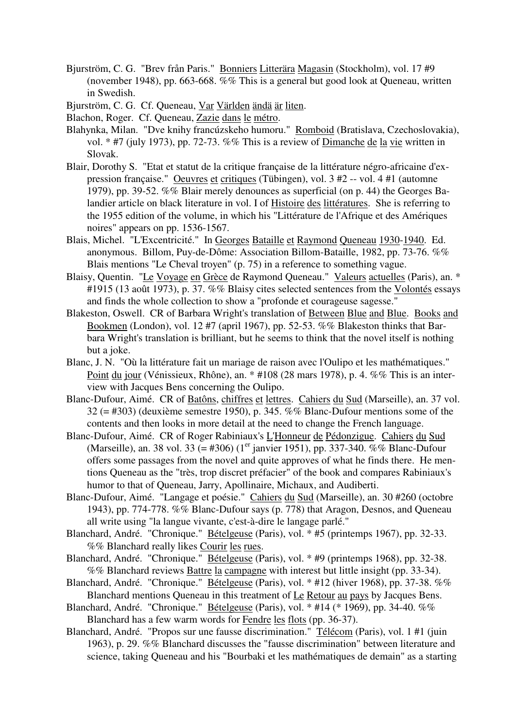Bjurström, C. G. "Brev från Paris." Bonniers Litterära Magasin (Stockholm), vol. 17 #9 (november 1948), pp. 663-668. %% This is a general but good look at Queneau, written in Swedish.

Bjurström, C. G. Cf. Queneau, Var Världen ändä är liten.

Blachon, Roger. Cf. Queneau, Zazie dans le métro.

Blahynka, Milan. "Dve knihy francúzskeho humoru." Romboid (Bratislava, Czechoslovakia), vol. * #7 (july 1973), pp. 72-73. %% This is a review of Dimanche de la vie written in Slovak.

Blair, Dorothy S. "Etat et statut de la critique française de la littérature négro-africaine d'expression française." Oeuvres et critiques (Tübingen), vol. 3 #2 -- vol. 4 #1 (automne 1979), pp. 39-52. %% Blair merely denounces as superficial (on p. 44) the Georges Balandier article on black literature in vol. I of Histoire des littératures. She is referring to the 1955 edition of the volume, in which his "Littérature de l'Afrique et des Amériques noires" appears on pp. 1536-1567.

Blais, Michel. "L'Excentricité." In Georges Bataille et Raymond Queneau 1930-1940. Ed. anonymous. Billom, Puy-de-Dôme: Association Billom-Bataille, 1982, pp. 73-76. %% Blais mentions "Le Cheval troyen" (p. 75) in a reference to something vague.

Blaisy, Quentin. "Le Voyage en Grèce de Raymond Queneau." Valeurs actuelles (Paris), an. * #1915 (13 août 1973), p. 37. %% Blaisy cites selected sentences from the Volontés essays and finds the whole collection to show a "profonde et courageuse sagesse."

Blakeston, Oswell. CR of Barbara Wright's translation of Between Blue and Blue. Books and Bookmen (London), vol. 12 #7 (april 1967), pp. 52-53. %% Blakeston thinks that Barbara Wright's translation is brilliant, but he seems to think that the novel itself is nothing but a joke.

Blanc, J. N. "Où la littérature fait un mariage de raison avec l'Oulipo et les mathématiques." Point du jour (Vénissieux, Rhône), an. * #108 (28 mars 1978), p. 4. %% This is an interview with Jacques Bens concerning the Oulipo.

Blanc-Dufour, Aimé. CR of Batôns, chiffres et lettres. Cahiers du Sud (Marseille), an. 37 vol. 32 (= #303) (deuxième semestre 1950), p. 345. %% Blanc-Dufour mentions some of the contents and then looks in more detail at the need to change the French language.

Blanc-Dufour, Aimé. CR of Roger Rabiniaux's L'Honneur de Pédonzigue. Cahiers du Sud (Marseille), an. 38 vol. 33 (= #306) (1er janvier 1951), pp. 337-340. %% Blanc-Dufour offers some passages from the novel and quite approves of what he finds there. He mentions Queneau as the "très, trop discret préfacier" of the book and compares Rabiniaux's humor to that of Queneau, Jarry, Apollinaire, Michaux, and Audiberti.

Blanc-Dufour, Aimé. "Langage et poésie." Cahiers du Sud (Marseille), an. 30 #260 (octobre 1943), pp. 774-778. %% Blanc-Dufour says (p. 778) that Aragon, Desnos, and Queneau all write using "la langue vivante, c'est-à-dire le langage parlé."

Blanchard, André. "Chronique." Bételgeuse (Paris), vol. * #5 (printemps 1967), pp. 32-33. %% Blanchard really likes Courir les rues.

Blanchard, André. "Chronique." Bételgeuse (Paris), vol. * #9 (printemps 1968), pp. 32-38. %% Blanchard reviews Battre la campagne with interest but little insight (pp. 33-34).

Blanchard, André. "Chronique." Bételgeuse (Paris), vol. * #12 (hiver 1968), pp. 37-38. %% Blanchard mentions Queneau in this treatment of Le Retour au pays by Jacques Bens.

Blanchard, André. "Chronique." Bételgeuse (Paris), vol. * #14 (* 1969), pp. 34-40. %% Blanchard has a few warm words for Fendre les flots (pp. 36-37).

Blanchard, André. "Propos sur une fausse discrimination." Télécom (Paris), vol. 1 #1 (juin 1963), p. 29. %% Blanchard discusses the "fausse discrimination" between literature and science, taking Queneau and his "Bourbaki et les mathématiques de demain" as a starting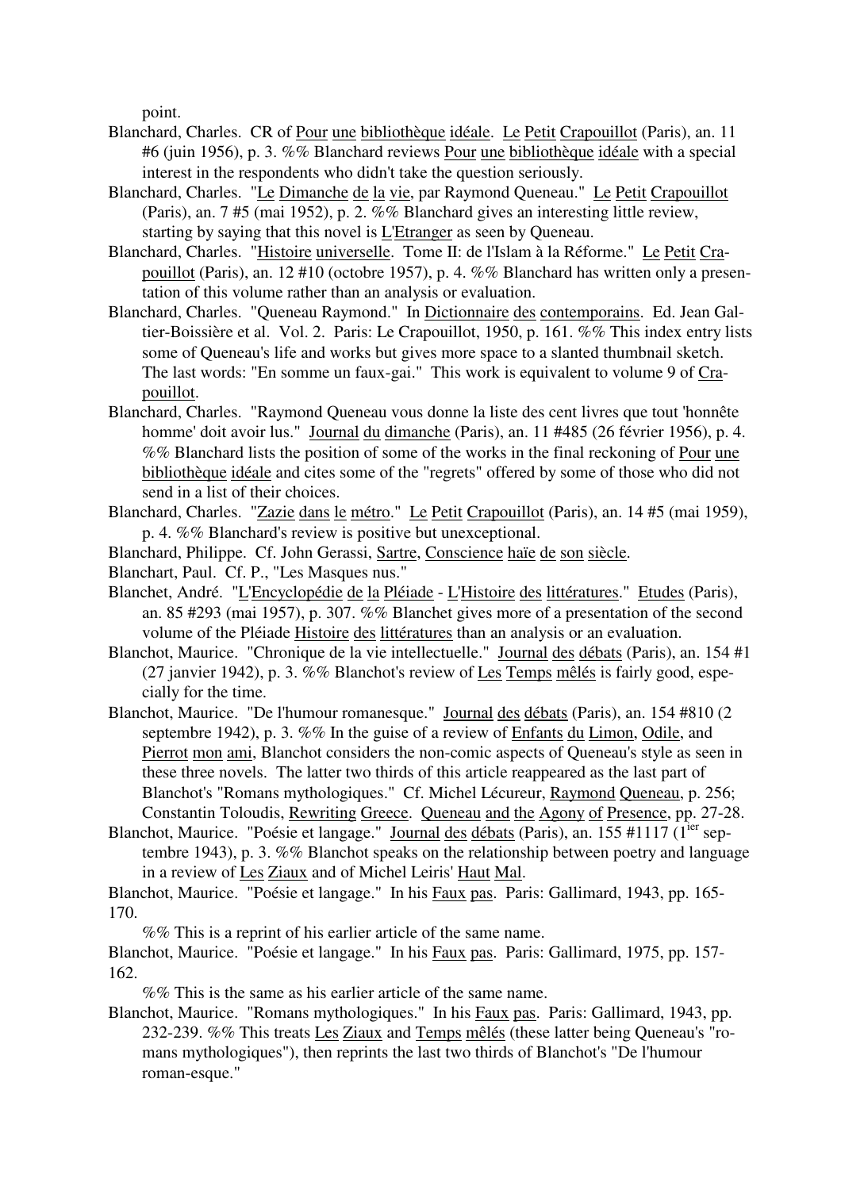point.

Blanchard, Charles. CR of Pour une bibliothèque idéale. Le Petit Crapouillot (Paris), an. 11 #6 (juin 1956), p. 3. %% Blanchard reviews Pour une bibliothèque idéale with a special interest in the respondents who didn't take the question seriously.

Blanchard, Charles. "Le Dimanche de la vie, par Raymond Queneau." Le Petit Crapouillot (Paris), an. 7 #5 (mai 1952), p. 2. %% Blanchard gives an interesting little review, starting by saying that this novel is L'Etranger as seen by Queneau.

Blanchard, Charles. "Histoire universelle. Tome II: de l'Islam à la Réforme." Le Petit Crapouillot (Paris), an. 12 #10 (octobre 1957), p. 4. %% Blanchard has written only a presentation of this volume rather than an analysis or evaluation.

Blanchard, Charles. "Queneau Raymond." In Dictionnaire des contemporains. Ed. Jean Galtier-Boissière et al. Vol. 2. Paris: Le Crapouillot, 1950, p. 161. %% This index entry lists some of Queneau's life and works but gives more space to a slanted thumbnail sketch. The last words: "En somme un faux-gai." This work is equivalent to volume 9 of Crapouillot.

Blanchard, Charles. "Raymond Queneau vous donne la liste des cent livres que tout 'honnête homme' doit avoir lus." Journal du dimanche (Paris), an. 11 #485 (26 février 1956), p. 4. %% Blanchard lists the position of some of the works in the final reckoning of Pour une bibliothèque idéale and cites some of the "regrets" offered by some of those who did not send in a list of their choices.

Blanchard, Charles. "Zazie dans le métro." Le Petit Crapouillot (Paris), an. 14 #5 (mai 1959), p. 4. %% Blanchard's review is positive but unexceptional.

Blanchard, Philippe. Cf. John Gerassi, Sartre, Conscience haïe de son siècle.

Blanchart, Paul. Cf. P., "Les Masques nus."

Blanchet, André. "L'Encyclopédie de la Pléiade - L'Histoire des littératures." Etudes (Paris), an. 85 #293 (mai 1957), p. 307. %% Blanchet gives more of a presentation of the second volume of the Pléiade Histoire des littératures than an analysis or an evaluation.

Blanchot, Maurice. "Chronique de la vie intellectuelle." Journal des débats (Paris), an. 154 #1 (27 janvier 1942), p. 3. %% Blanchot's review of Les Temps mêlés is fairly good, especially for the time.

Blanchot, Maurice. "De l'humour romanesque." Journal des débats (Paris), an. 154 #810 (2 septembre 1942), p. 3. %% In the guise of a review of Enfants du Limon, Odile, and Pierrot mon ami, Blanchot considers the non-comic aspects of Queneau's style as seen in these three novels. The latter two thirds of this article reappeared as the last part of Blanchot's "Romans mythologiques." Cf. Michel Lécureur, Raymond Queneau, p. 256; Constantin Toloudis, Rewriting Greece. Queneau and the Agony of Presence, pp. 27-28.

Blanchot, Maurice. "Poésie et langage." Journal des débats (Paris), an. 155 #1117 (1ier septembre 1943), p. 3. %% Blanchot speaks on the relationship between poetry and language in a review of Les Ziaux and of Michel Leiris' Haut Mal.

Blanchot, Maurice. "Poésie et langage." In his Faux pas. Paris: Gallimard, 1943, pp. 165-170.

%% This is a reprint of his earlier article of the same name.

Blanchot, Maurice. "Poésie et langage." In his Faux pas. Paris: Gallimard, 1975, pp. 157-162.

%% This is the same as his earlier article of the same name.

Blanchot, Maurice. "Romans mythologiques." In his Faux pas. Paris: Gallimard, 1943, pp. 232-239. %% This treats Les Ziaux and Temps mêlés (these latter being Queneau's "romans mythologiques"), then reprints the last two thirds of Blanchot's "De l'humour roman-esque."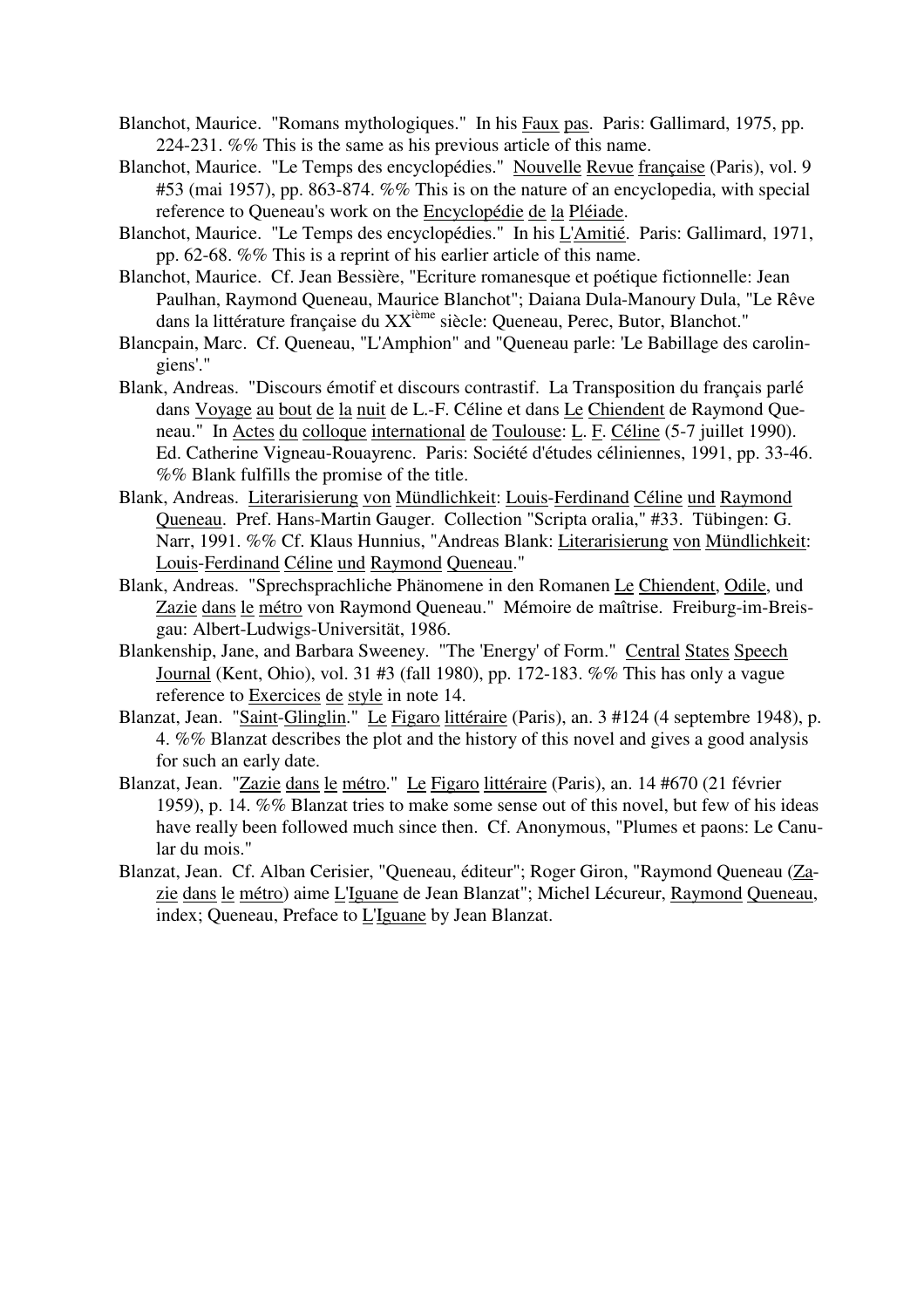Blanchot, Maurice. "Romans mythologiques." In his Faux pas. Paris: Gallimard, 1975, pp. 224-231. %% This is the same as his previous article of this name.

Blanchot, Maurice. "Le Temps des encyclopédies." Nouvelle Revue française (Paris), vol. 9 #53 (mai 1957), pp. 863-874. %% This is on the nature of an encyclopedia, with special reference to Queneau's work on the Encyclopédie de la Pléiade.

Blanchot, Maurice. "Le Temps des encyclopédies." In his L'Amitié. Paris: Gallimard, 1971, pp. 62-68. %% This is a reprint of his earlier article of this name.

Blanchot, Maurice. Cf. Jean Bessière, "Ecriture romanesque et poétique fictionnelle: Jean Paulhan, Raymond Queneau, Maurice Blanchot"; Daiana Dula-Manoury Dula, "Le Rêve dans la littérature française du XX[ième] siècle: Queneau, Perec, Butor, Blanchot."

Blancpain, Marc. Cf. Queneau, "L'Amphion" and "Queneau parle: 'Le Babillage des carolingiens'."

Blank, Andreas. "Discours émotif et discours contrastif. La Transposition du français parlé dans Voyage au bout de la nuit de L.-F. Céline et dans Le Chiendent de Raymond Queneau." In Actes du colloque international de Toulouse: L. F. Céline (5-7 juillet 1990). Ed. Catherine Vigneau-Rouayrenc. Paris: Société d'études céliniennes, 1991, pp. 33-46. %% Blank fulfills the promise of the title.

Blank, Andreas. Literarisierung von Mündlichkeit: Louis-Ferdinand Céline und Raymond Queneau. Pref. Hans-Martin Gauger. Collection "Scripta oralia," #33. Tübingen: G. Narr, 1991. %% Cf. Klaus Hunnius, "Andreas Blank: Literarisierung von Mündlichkeit: Louis-Ferdinand Céline und Raymond Queneau."

Blank, Andreas. "Sprechsprachliche Phänomene in den Romanen Le Chiendent, Odile, und Zazie dans le métro von Raymond Queneau." Mémoire de maîtrise. Freiburg-im-Breisgau: Albert-Ludwigs-Universität, 1986.

Blankenship, Jane, and Barbara Sweeney. "The 'Energy' of Form." Central States Speech Journal (Kent, Ohio), vol. 31 #3 (fall 1980), pp. 172-183. %% This has only a vague reference to Exercices de style in note 14.

Blanzat, Jean. "Saint-Glinglin." Le Figaro littéraire (Paris), an. 3 #124 (4 septembre 1948), p. 4. %% Blanzat describes the plot and the history of this novel and gives a good analysis for such an early date.

Blanzat, Jean. "Zazie dans le métro." Le Figaro littéraire (Paris), an. 14 #670 (21 février 1959), p. 14. %% Blanzat tries to make some sense out of this novel, but few of his ideas have really been followed much since then. Cf. Anonymous, "Plumes et paons: Le Canular du mois."

Blanzat, Jean. Cf. Alban Cerisier, "Queneau, éditeur"; Roger Giron, "Raymond Queneau (Zazie dans le métro) aime L'Iguane de Jean Blanzat"; Michel Lécureur, Raymond Queneau, index; Queneau, Preface to L'Iguane by Jean Blanzat.